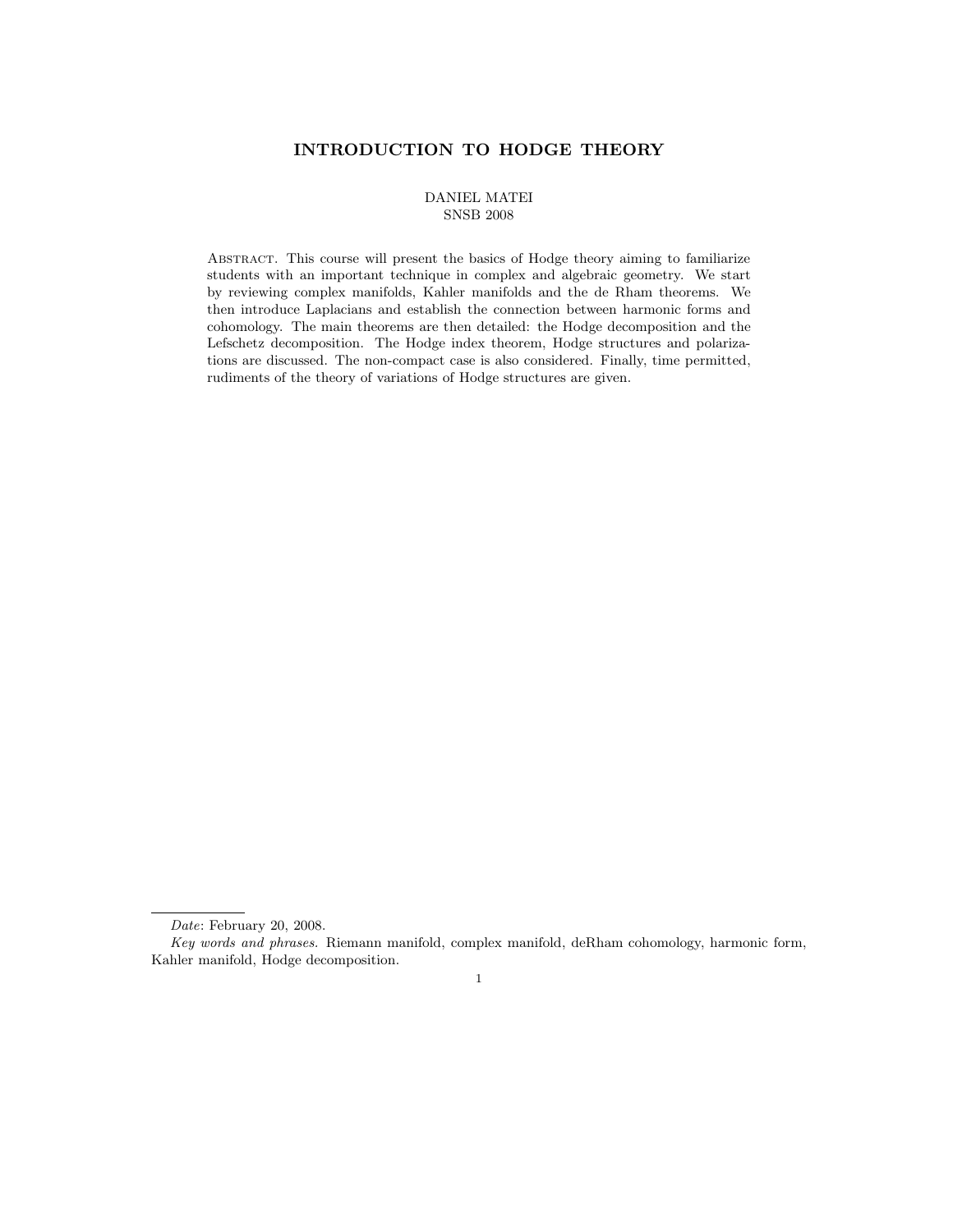# INTRODUCTION TO HODGE THEORY

DANIEL MATEI
SNSB 2008

Abstract. This course will present the basics of Hodge theory aiming to familiarize students with an important technique in complex and algebraic geometry. We start by reviewing complex manifolds, Kahler manifolds and the de Rham theorems. We then introduce Laplacians and establish the connection between harmonic forms and cohomology. The main theorems are then detailed: the Hodge decomposition and the Lefschetz decomposition. The Hodge index theorem, Hodge structures and polarizations are discussed. The non-compact case is also considered. Finally, time permitted, rudiments of the theory of variations of Hodge structures are given.

*Date*: February 20, 2008.

*Key words and phrases.* Riemann manifold, complex manifold, deRham cohomology, harmonic form, Kahler manifold, Hodge decomposition.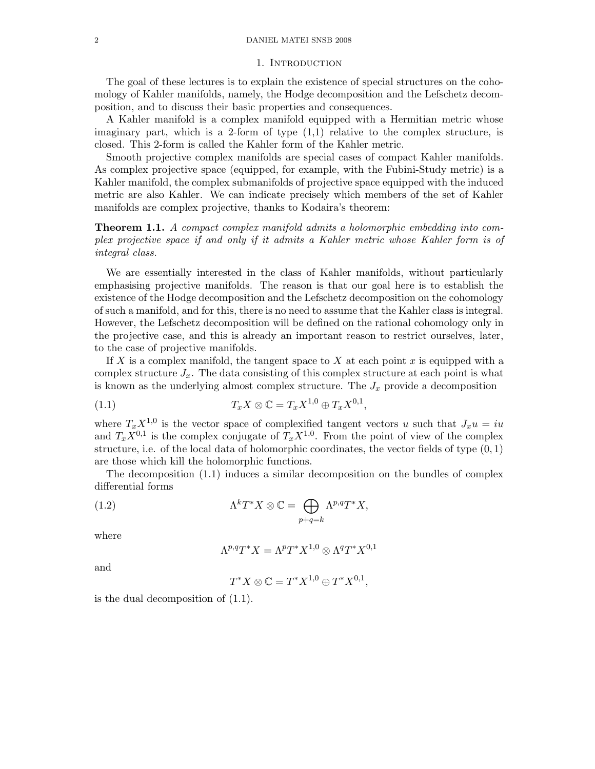## 1. Introduction

The goal of these lectures is to explain the existence of special structures on the cohomology of Kahler manifolds, namely, the Hodge decomposition and the Lefschetz decomposition, and to discuss their basic properties and consequences.

A Kahler manifold is a complex manifold equipped with a Hermitian metric whose imaginary part, which is a 2-form of type (1,1) relative to the complex structure, is closed. This 2-form is called the Kahler form of the Kahler metric.

Smooth projective complex manifolds are special cases of compact Kahler manifolds. As complex projective space (equipped, for example, with the Fubini-Study metric) is a Kahler manifold, the complex submanifolds of projective space equipped with the induced metric are also Kahler. We can indicate precisely which members of the set of Kahler manifolds are complex projective, thanks to Kodaira's theorem:

**Theorem 1.1.** *A compact complex manifold admits a holomorphic embedding into complex projective space if and only if it admits a Kahler metric whose Kahler form is of integral class.*

We are essentially interested in the class of Kahler manifolds, without particularly emphasising projective manifolds. The reason is that our goal here is to establish the existence of the Hodge decomposition and the Lefschetz decomposition on the cohomology of such a manifold, and for this, there is no need to assume that the Kahler class is integral. However, the Lefschetz decomposition will be defined on the rational cohomology only in the projective case, and this is already an important reason to restrict ourselves, later, to the case of projective manifolds.

If $X$ is a complex manifold, the tangent space to $X$ at each point $x$ is equipped with a complex structure $J_x$. The data consisting of this complex structure at each point is what is known as the underlying almost complex structure. The $J_x$ provide a decomposition

$$T_xX \otimes \mathbb{C} = T_xX^{1,0} \oplus T_xX^{0,1}, \tag{1.1}$$

where $T_xX^{1,0}$ is the vector space of complexified tangent vectors $u$ such that $J_xu = iu$ and $T_xX^{0,1}$ is the complex conjugate of $T_xX^{1,0}$. From the point of view of the complex structure, i.e. of the local data of holomorphic coordinates, the vector fields of type $(0,1)$ are those which kill the holomorphic functions.

The decomposition (1.1) induces a similar decomposition on the bundles of complex differential forms

$$\Lambda^k T^*X \otimes \mathbb{C} = \bigoplus_{p+q=k} \Lambda^{p,q}T^*X, \tag{1.2}$$

where

$$\Lambda^{p,q}T^*X = \Lambda^p T^*X^{1,0} \otimes \Lambda^q T^*X^{0,1}$$

and

$$T^*X \otimes \mathbb{C} = T^*X^{1,0} \oplus T^*X^{0,1},$$

is the dual decomposition of (1.1).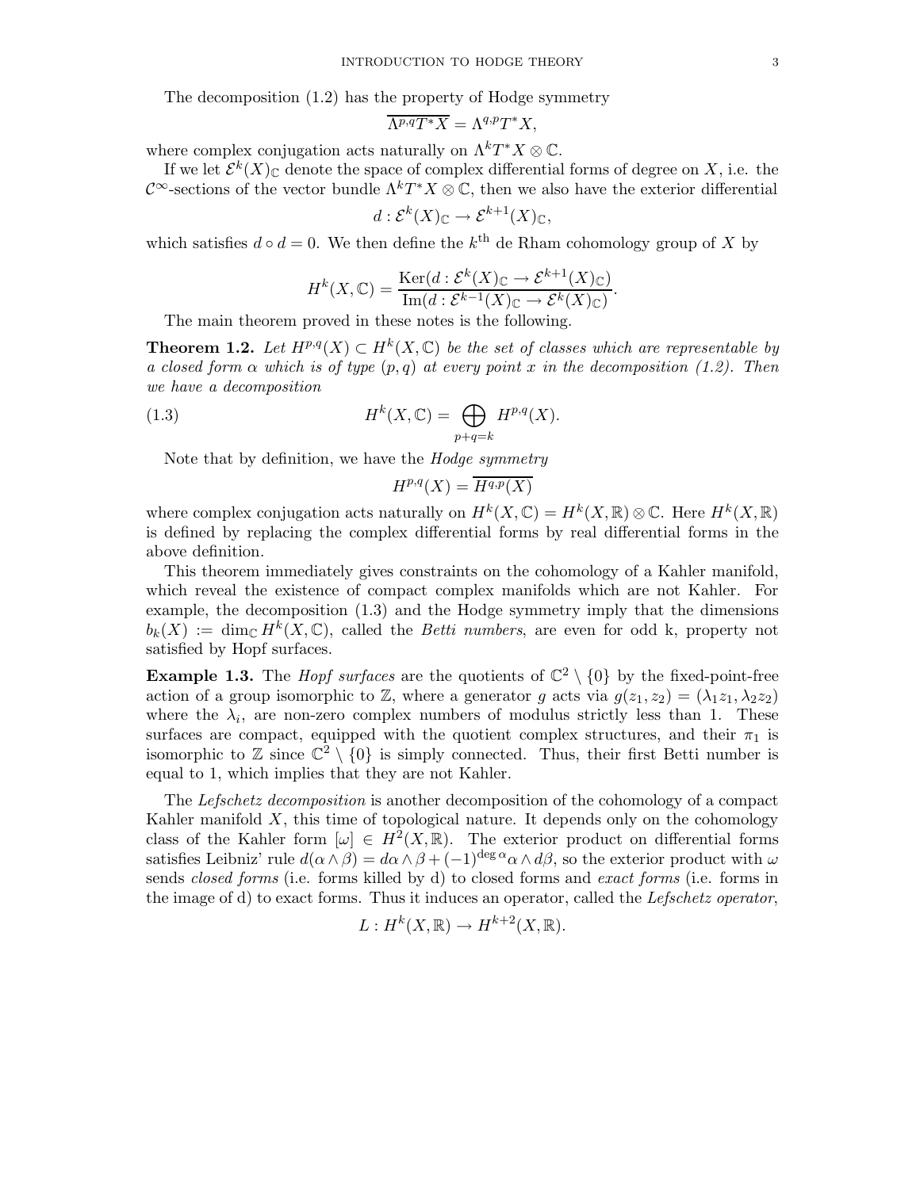The decomposition (1.2) has the property of Hodge symmetry

$$\overline{\Lambda^{p,q}T^*X} = \Lambda^{q,p}T^*X,$$

where complex conjugation acts naturally on $\Lambda^k T^*X \otimes \mathbb{C}$.

If we let $\mathcal{E}^k(X)_\mathbb{C}$ denote the space of complex differential forms of degree on $X$, i.e. the $\mathcal{C}^\infty$-sections of the vector bundle $\Lambda^k T^*X \otimes \mathbb{C}$, then we also have the exterior differential

$$d : \mathcal{E}^k(X)_\mathbb{C} \to \mathcal{E}^{k+1}(X)_\mathbb{C},$$

which satisfies $d \circ d = 0$. We then define the $k^{\text{th}}$ de Rham cohomology group of $X$ by

$$H^k(X, \mathbb{C}) = \frac{\operatorname{Ker}(d : \mathcal{E}^k(X)_\mathbb{C} \to \mathcal{E}^{k+1}(X)_\mathbb{C})}{\operatorname{Im}(d : \mathcal{E}^{k-1}(X)_\mathbb{C} \to \mathcal{E}^k(X)_\mathbb{C})}.$$

The main theorem proved in these notes is the following.

**Theorem 1.2.** *Let $H^{p,q}(X) \subset H^k(X, \mathbb{C})$ be the set of classes which are representable by a closed form $\alpha$ which is of type $(p, q)$ at every point $x$ in the decomposition (1.2). Then we have a decomposition*

$$H^k(X, \mathbb{C}) = \bigoplus_{p+q=k} H^{p,q}(X). \tag{1.3}$$

Note that by definition, we have the *Hodge symmetry*

$$H^{p,q}(X) = \overline{H^{q,p}(X)}$$

where complex conjugation acts naturally on $H^k(X, \mathbb{C}) = H^k(X, \mathbb{R}) \otimes \mathbb{C}$. Here $H^k(X, \mathbb{R})$ is defined by replacing the complex differential forms by real differential forms in the above definition.

This theorem immediately gives constraints on the cohomology of a Kahler manifold, which reveal the existence of compact complex manifolds which are not Kahler. For example, the decomposition (1.3) and the Hodge symmetry imply that the dimensions $b_k(X) := \dim_\mathbb{C} H^k(X, \mathbb{C})$, called the *Betti numbers*, are even for odd k, property not satisfied by Hopf surfaces.

**Example 1.3.** The *Hopf surfaces* are the quotients of $\mathbb{C}^2 \setminus \{0\}$ by the fixed-point-free action of a group isomorphic to $\mathbb{Z}$, where a generator $g$ acts via $g(z_1, z_2) = (\lambda_1 z_1, \lambda_2 z_2)$ where the $\lambda_i$, are non-zero complex numbers of modulus strictly less than 1. These surfaces are compact, equipped with the quotient complex structures, and their $\pi_1$ is isomorphic to $\mathbb{Z}$ since $\mathbb{C}^2 \setminus \{0\}$ is simply connected. Thus, their first Betti number is equal to 1, which implies that they are not Kahler.

The *Lefschetz decomposition* is another decomposition of the cohomology of a compact Kahler manifold $X$, this time of topological nature. It depends only on the cohomology class of the Kahler form $[\omega] \in H^2(X, \mathbb{R})$. The exterior product on differential forms satisfies Leibniz' rule $d(\alpha \wedge \beta) = d\alpha \wedge \beta + (-1)^{\deg \alpha} \alpha \wedge d\beta$, so the exterior product with $\omega$ sends *closed forms* (i.e. forms killed by d) to closed forms and *exact forms* (i.e. forms in the image of d) to exact forms. Thus it induces an operator, called the *Lefschetz operator*,

$$L : H^k(X, \mathbb{R}) \to H^{k+2}(X, \mathbb{R}).$$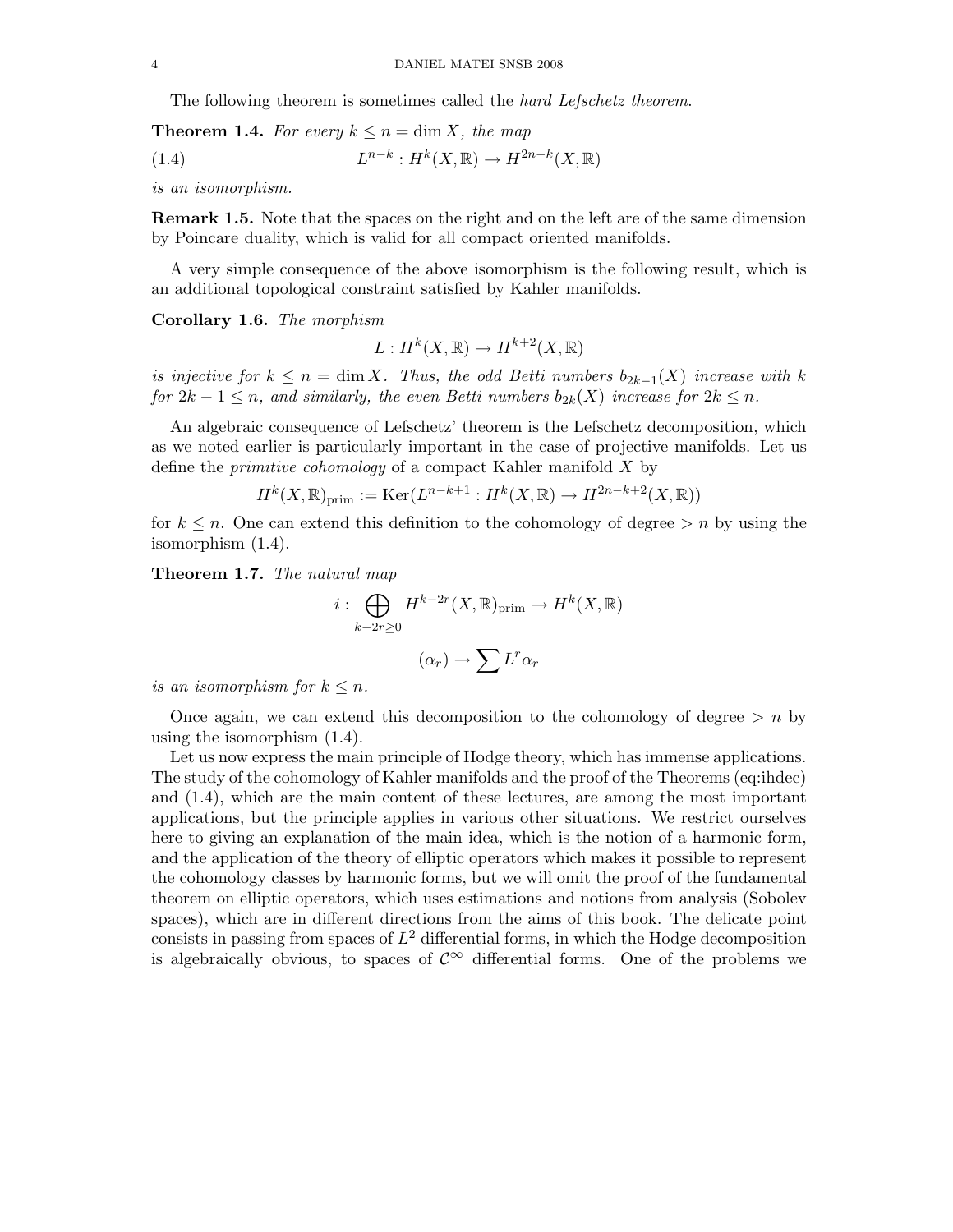The following theorem is sometimes called the *hard Lefschetz theorem.*

**Theorem 1.4.** *For every $k \leq n = \dim X$, the map*

$$L^{n-k} : H^k(X,\mathbb{R}) \to H^{2n-k}(X,\mathbb{R}) \tag{1.4}$$

*is an isomorphism.*

**Remark 1.5.** Note that the spaces on the right and on the left are of the same dimension by Poincare duality, which is valid for all compact oriented manifolds.

A very simple consequence of the above isomorphism is the following result, which is an additional topological constraint satisfied by Kahler manifolds.

**Corollary 1.6.** *The morphism*

$$L : H^k(X,\mathbb{R}) \to H^{k+2}(X,\mathbb{R})$$

*is injective for $k \leq n = \dim X$. Thus, the odd Betti numbers $b_{2k-1}(X)$ increase with $k$ for $2k-1 \leq n$, and similarly, the even Betti numbers $b_{2k}(X)$ increase for $2k \leq n$.*

An algebraic consequence of Lefschetz' theorem is the Lefschetz decomposition, which as we noted earlier is particularly important in the case of projective manifolds. Let us define the *primitive cohomology* of a compact Kahler manifold $X$ by

$$H^k(X,\mathbb{R})_{\mathrm{prim}} := \mathrm{Ker}(L^{n-k+1} : H^k(X,\mathbb{R}) \to H^{2n-k+2}(X,\mathbb{R}))$$

for $k \leq n$. One can extend this definition to the cohomology of degree $> n$ by using the isomorphism (1.4).

**Theorem 1.7.** *The natural map*

$$i : \bigoplus_{k-2r\geq 0} H^{k-2r}(X,\mathbb{R})_{\mathrm{prim}} \to H^k(X,\mathbb{R})$$

$$(\alpha_r) \to \sum L^r \alpha_r$$

*is an isomorphism for $k \leq n$.*

Once again, we can extend this decomposition to the cohomology of degree $> n$ by using the isomorphism (1.4).

Let us now express the main principle of Hodge theory, which has immense applications. The study of the cohomology of Kahler manifolds and the proof of the Theorems (eq:ihdec) and (1.4), which are the main content of these lectures, are among the most important applications, but the principle applies in various other situations. We restrict ourselves here to giving an explanation of the main idea, which is the notion of a harmonic form, and the application of the theory of elliptic operators which makes it possible to represent the cohomology classes by harmonic forms, but we will omit the proof of the fundamental theorem on elliptic operators, which uses estimations and notions from analysis (Sobolev spaces), which are in different directions from the aims of this book. The delicate point consists in passing from spaces of $L^2$ differential forms, in which the Hodge decomposition is algebraically obvious, to spaces of $\mathcal{C}^\infty$ differential forms. One of the problems we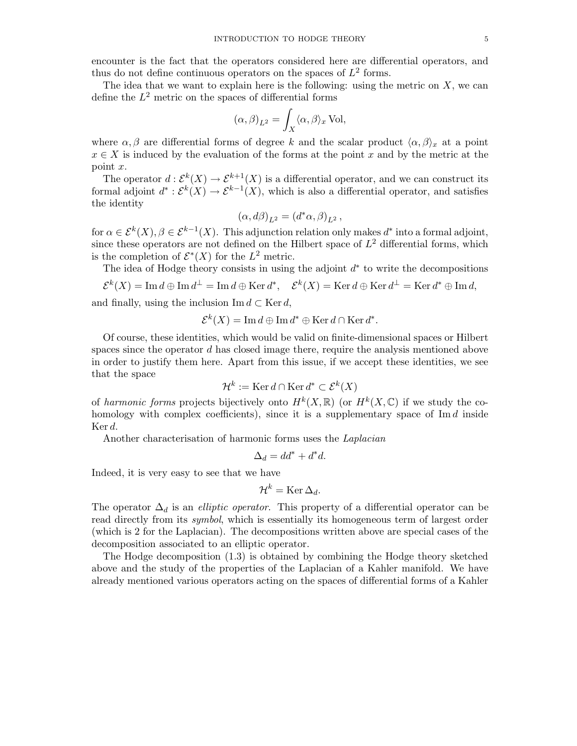encounter is the fact that the operators considered here are differential operators, and thus do not define continuous operators on the spaces of $L^2$ forms.

The idea that we want to explain here is the following: using the metric on $X$, we can define the $L^2$ metric on the spaces of differential forms

$$(\alpha, \beta)_{L^2} = \int_X \langle \alpha, \beta \rangle_x \, \mathrm{Vol},$$

where $\alpha, \beta$ are differential forms of degree $k$ and the scalar product $\langle \alpha, \beta \rangle_x$ at a point $x \in X$ is induced by the evaluation of the forms at the point $x$ and by the metric at the point $x$.

The operator $d : \mathcal{E}^k(X) \to \mathcal{E}^{k+1}(X)$ is a differential operator, and we can construct its formal adjoint $d^* : \mathcal{E}^k(X) \to \mathcal{E}^{k-1}(X)$, which is also a differential operator, and satisfies the identity

$$(\alpha, d\beta)_{L^2} = (d^*\alpha, \beta)_{L^2},$$

for $\alpha \in \mathcal{E}^k(X), \beta \in \mathcal{E}^{k-1}(X)$. This adjunction relation only makes $d^*$ into a formal adjoint, since these operators are not defined on the Hilbert space of $L^2$ differential forms, which is the completion of $\mathcal{E}^*(X)$ for the $L^2$ metric.

The idea of Hodge theory consists in using the adjoint $d^*$ to write the decompositions

$$\mathcal{E}^k(X) = \operatorname{Im} d \oplus \operatorname{Im} d^\perp = \operatorname{Im} d \oplus \operatorname{Ker} d^*, \quad \mathcal{E}^k(X) = \operatorname{Ker} d \oplus \operatorname{Ker} d^\perp = \operatorname{Ker} d^* \oplus \operatorname{Im} d,$$

and finally, using the inclusion $\operatorname{Im} d \subset \operatorname{Ker} d$,

$$\mathcal{E}^k(X) = \operatorname{Im} d \oplus \operatorname{Im} d^* \oplus \operatorname{Ker} d \cap \operatorname{Ker} d^*.$$

Of course, these identities, which would be valid on finite-dimensional spaces or Hilbert spaces since the operator $d$ has closed image there, require the analysis mentioned above in order to justify them here. Apart from this issue, if we accept these identities, we see that the space

$$\mathcal{H}^k := \operatorname{Ker} d \cap \operatorname{Ker} d^* \subset \mathcal{E}^k(X)$$

of *harmonic forms* projects bijectively onto $H^k(X, \mathbb{R})$ (or $H^k(X, \mathbb{C})$ if we study the cohomology with complex coefficients), since it is a supplementary space of $\operatorname{Im} d$ inside $\operatorname{Ker} d$.

Another characterisation of harmonic forms uses the *Laplacian*

$$\Delta_d = dd^* + d^*d.$$

Indeed, it is very easy to see that we have

$$\mathcal{H}^k = \operatorname{Ker} \Delta_d.$$

The operator $\Delta_d$ is an *elliptic operator*. This property of a differential operator can be read directly from its *symbol*, which is essentially its homogeneous term of largest order (which is 2 for the Laplacian). The decompositions written above are special cases of the decomposition associated to an elliptic operator.

The Hodge decomposition (1.3) is obtained by combining the Hodge theory sketched above and the study of the properties of the Laplacian of a Kahler manifold. We have already mentioned various operators acting on the spaces of differential forms of a Kahler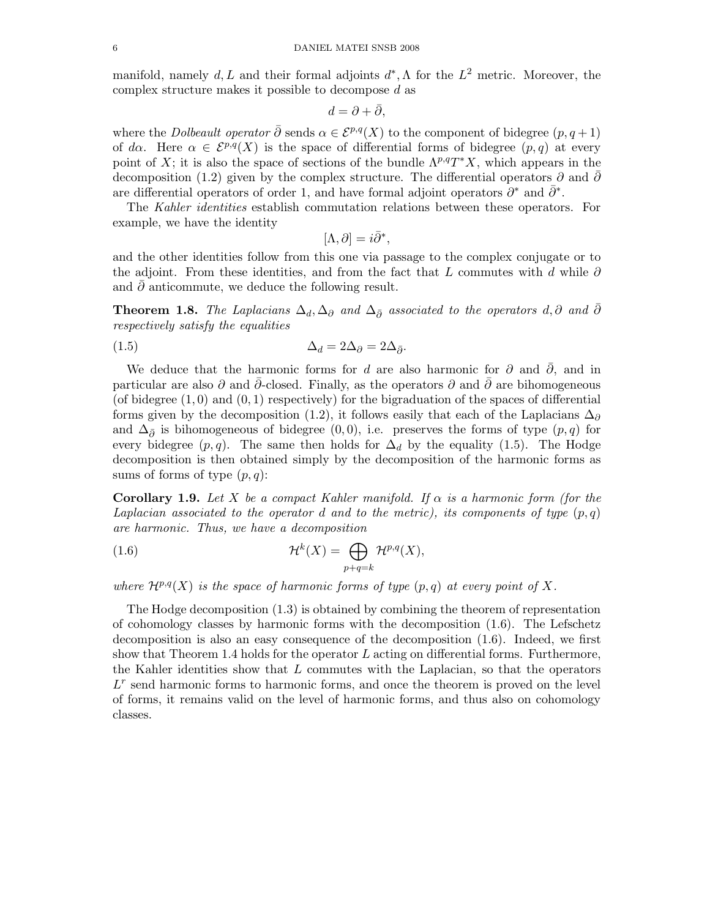manifold, namely $d, L$ and their formal adjoints $d^*, \Lambda$ for the $L^2$ metric. Moreover, the complex structure makes it possible to decompose $d$ as

$$d = \partial + \bar{\partial},$$

where the *Dolbeault operator* $\bar{\partial}$ sends $\alpha \in \mathcal{E}^{p,q}(X)$ to the component of bidegree $(p, q+1)$ of $d\alpha$. Here $\alpha \in \mathcal{E}^{p,q}(X)$ is the space of differential forms of bidegree $(p,q)$ at every point of $X$; it is also the space of sections of the bundle $\Lambda^{p,q}T^*X$, which appears in the decomposition (1.2) given by the complex structure. The differential operators $\partial$ and $\bar{\partial}$ are differential operators of order 1, and have formal adjoint operators $\partial^*$ and $\bar{\partial}^*$.

The *Kahler identities* establish commutation relations between these operators. For example, we have the identity

$$[\Lambda, \partial] = i\bar{\partial}^*,$$

and the other identities follow from this one via passage to the complex conjugate or to the adjoint. From these identities, and from the fact that $L$ commutes with $d$ while $\partial$ and $\bar{\partial}$ anticommute, we deduce the following result.

**Theorem 1.8.** *The Laplacians $\Delta_d, \Delta_\partial$ and $\Delta_{\bar{\partial}}$ associated to the operators $d, \partial$ and $\bar{\partial}$ respectively satisfy the equalities*

$$\Delta_d = 2\Delta_\partial = 2\Delta_{\bar{\partial}}. \tag{1.5}$$

We deduce that the harmonic forms for $d$ are also harmonic for $\partial$ and $\bar{\partial}$, and in particular are also $\partial$ and $\bar{\partial}$-closed. Finally, as the operators $\partial$ and $\bar{\partial}$ are bihomogeneous (of bidegree $(1,0)$ and $(0,1)$ respectively) for the bigraduation of the spaces of differential forms given by the decomposition (1.2), it follows easily that each of the Laplacians $\Delta_\partial$ and $\Delta_{\bar{\partial}}$ is bihomogeneous of bidegree $(0,0)$, i.e. preserves the forms of type $(p,q)$ for every bidegree $(p,q)$. The same then holds for $\Delta_d$ by the equality (1.5). The Hodge decomposition is then obtained simply by the decomposition of the harmonic forms as sums of forms of type $(p,q)$:

**Corollary 1.9.** *Let $X$ be a compact Kahler manifold. If $\alpha$ is a harmonic form (for the Laplacian associated to the operator $d$ and to the metric), its components of type $(p,q)$ are harmonic. Thus, we have a decomposition*

$$\mathcal{H}^k(X) = \bigoplus_{p+q=k} \mathcal{H}^{p,q}(X), \tag{1.6}$$

*where $\mathcal{H}^{p,q}(X)$ is the space of harmonic forms of type $(p,q)$ at every point of $X$.*

The Hodge decomposition (1.3) is obtained by combining the theorem of representation of cohomology classes by harmonic forms with the decomposition (1.6). The Lefschetz decomposition is also an easy consequence of the decomposition (1.6). Indeed, we first show that Theorem 1.4 holds for the operator $L$ acting on differential forms. Furthermore, the Kahler identities show that $L$ commutes with the Laplacian, so that the operators $L^r$ send harmonic forms to harmonic forms, and once the theorem is proved on the level of forms, it remains valid on the level of harmonic forms, and thus also on cohomology classes.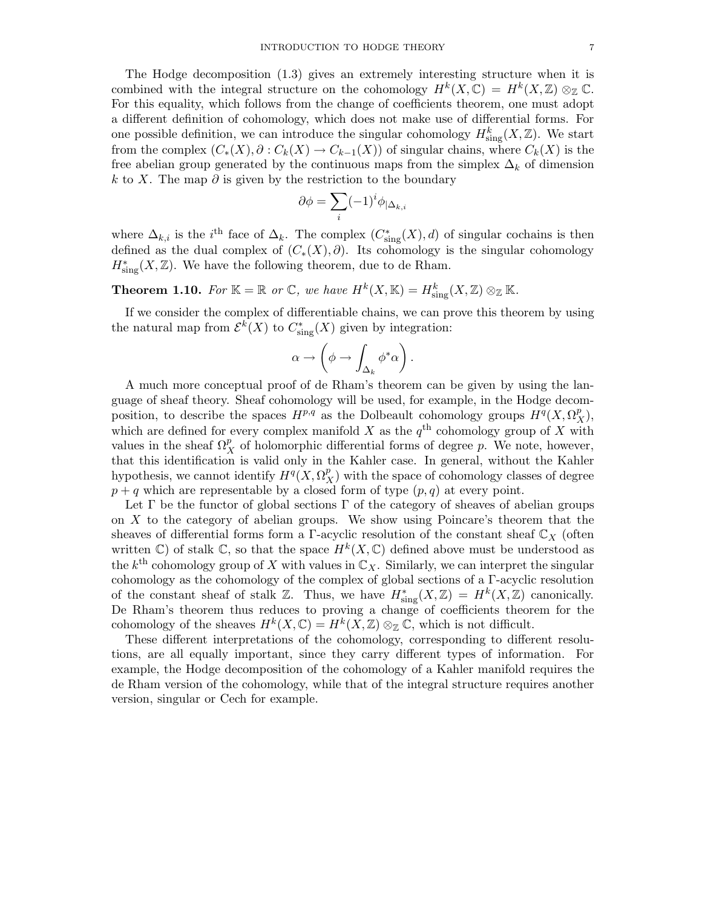The Hodge decomposition (1.3) gives an extremely interesting structure when it is combined with the integral structure on the cohomology $H^k(X,\mathbb{C}) = H^k(X,\mathbb{Z}) \otimes_{\mathbb{Z}} \mathbb{C}$. For this equality, which follows from the change of coefficients theorem, one must adopt a different definition of cohomology, which does not make use of differential forms. For one possible definition, we can introduce the singular cohomology $H^k_{\text{sing}}(X,\mathbb{Z})$. We start from the complex $(C_*(X), \partial : C_k(X) \to C_{k-1}(X))$ of singular chains, where $C_k(X)$ is the free abelian group generated by the continuous maps from the simplex $\Delta_k$ of dimension $k$ to $X$. The map $\partial$ is given by the restriction to the boundary

$$\partial\phi = \sum_i (-1)^i \phi_{|\Delta_{k,i}}$$

where $\Delta_{k,i}$ is the $i^{\text{th}}$ face of $\Delta_k$. The complex $(C^*_{\text{sing}}(X), d)$ of singular cochains is then defined as the dual complex of $(C_*(X), \partial)$. Its cohomology is the singular cohomology $H^*_{\text{sing}}(X,\mathbb{Z})$. We have the following theorem, due to de Rham.

**Theorem 1.10.** *For $\mathbb{K} = \mathbb{R}$ or $\mathbb{C}$, we have $H^k(X,\mathbb{K}) = H^k_{\text{sing}}(X,\mathbb{Z}) \otimes_{\mathbb{Z}} \mathbb{K}$.*

If we consider the complex of differentiable chains, we can prove this theorem by using the natural map from $\mathcal{E}^k(X)$ to $C^*_{\text{sing}}(X)$ given by integration:

$$\alpha \to \left(\phi \to \int_{\Delta_k} \phi^*\alpha\right).$$

A much more conceptual proof of de Rham's theorem can be given by using the language of sheaf theory. Sheaf cohomology will be used, for example, in the Hodge decomposition, to describe the spaces $H^{p,q}$ as the Dolbeault cohomology groups $H^q(X,\Omega^p_X)$, which are defined for every complex manifold $X$ as the $q^{\text{th}}$ cohomology group of $X$ with values in the sheaf $\Omega^p_X$ of holomorphic differential forms of degree $p$. We note, however, that this identification is valid only in the Kahler case. In general, without the Kahler hypothesis, we cannot identify $H^q(X,\Omega^p_X)$ with the space of cohomology classes of degree $p+q$ which are representable by a closed form of type $(p,q)$ at every point.

Let $\Gamma$ be the functor of global sections $\Gamma$ of the category of sheaves of abelian groups on $X$ to the category of abelian groups. We show using Poincare's theorem that the sheaves of differential forms form a $\Gamma$-acyclic resolution of the constant sheaf $\mathbb{C}_X$ (often written $\mathbb{C}$) of stalk $\mathbb{C}$, so that the space $H^k(X,\mathbb{C})$ defined above must be understood as the $k^{\text{th}}$ cohomology group of $X$ with values in $\mathbb{C}_X$. Similarly, we can interpret the singular cohomology as the cohomology of the complex of global sections of a $\Gamma$-acyclic resolution of the constant sheaf of stalk $\mathbb{Z}$. Thus, we have $H^*_{\text{sing}}(X,\mathbb{Z}) = H^k(X,\mathbb{Z})$ canonically. De Rham's theorem thus reduces to proving a change of coefficients theorem for the cohomology of the sheaves $H^k(X,\mathbb{C}) = H^k(X,\mathbb{Z}) \otimes_{\mathbb{Z}} \mathbb{C}$, which is not difficult.

These different interpretations of the cohomology, corresponding to different resolutions, are all equally important, since they carry different types of information. For example, the Hodge decomposition of the cohomology of a Kahler manifold requires the de Rham version of the cohomology, while that of the integral structure requires another version, singular or Cech for example.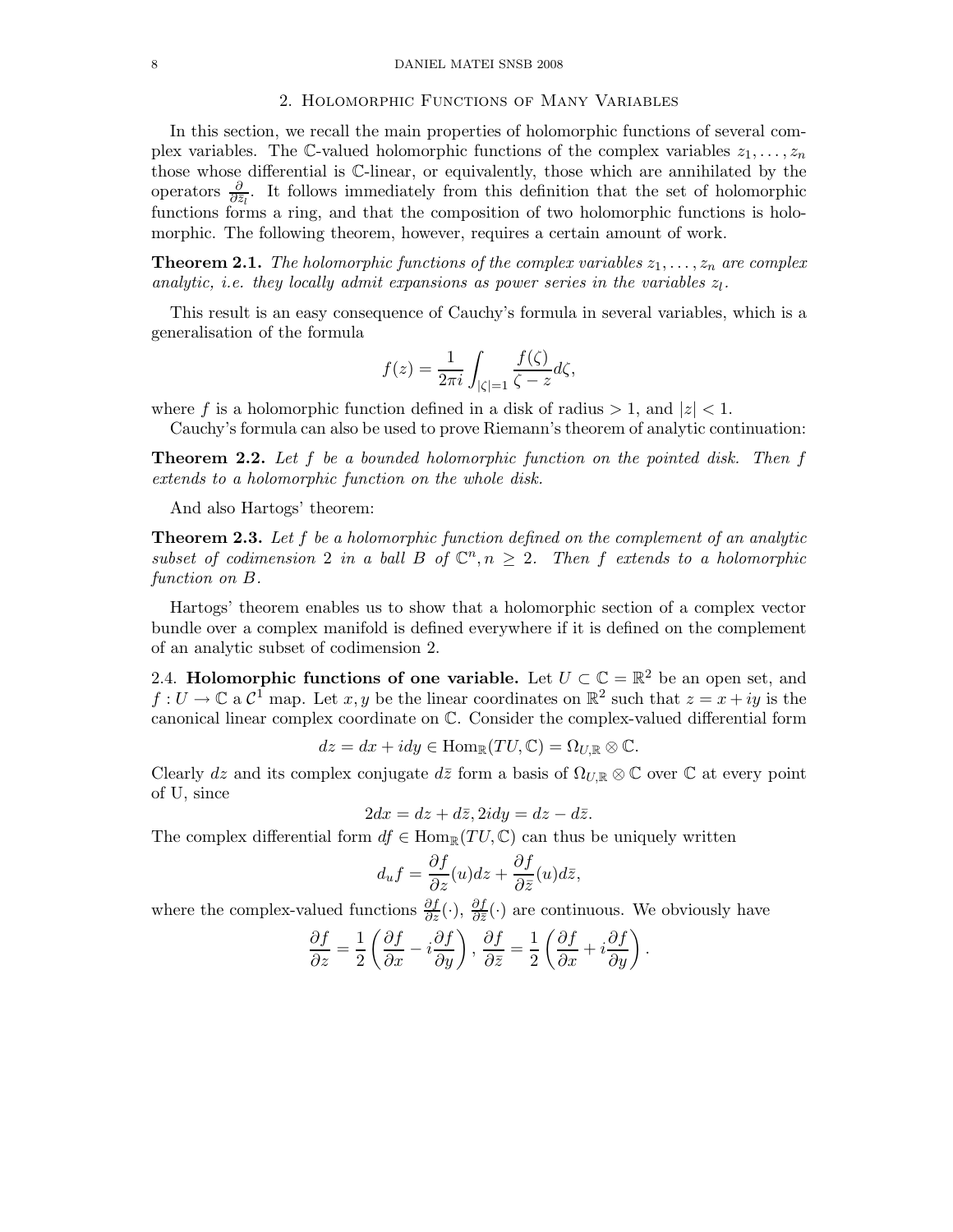## 2. Holomorphic Functions of Many Variables

In this section, we recall the main properties of holomorphic functions of several complex variables. The $\mathbb{C}$-valued holomorphic functions of the complex variables $z_1, \ldots, z_n$ those whose differential is $\mathbb{C}$-linear, or equivalently, those which are annihilated by the operators $\frac{\partial}{\partial \bar{z}_l}$. It follows immediately from this definition that the set of holomorphic functions forms a ring, and that the composition of two holomorphic functions is holomorphic. The following theorem, however, requires a certain amount of work.

**Theorem 2.1.** *The holomorphic functions of the complex variables $z_1, \ldots, z_n$ are complex analytic, i.e. they locally admit expansions as power series in the variables $z_l$.*

This result is an easy consequence of Cauchy's formula in several variables, which is a generalisation of the formula

$$f(z) = \frac{1}{2\pi i} \int_{|\zeta|=1} \frac{f(\zeta)}{\zeta - z} d\zeta,$$

where $f$ is a holomorphic function defined in a disk of radius $> 1$, and $|z| < 1$.

Cauchy's formula can also be used to prove Riemann's theorem of analytic continuation:

**Theorem 2.2.** *Let $f$ be a bounded holomorphic function on the pointed disk. Then $f$ extends to a holomorphic function on the whole disk.*

And also Hartogs' theorem:

**Theorem 2.3.** *Let $f$ be a holomorphic function defined on the complement of an analytic subset of codimension 2 in a ball $B$ of $\mathbb{C}^n, n \geq 2$. Then $f$ extends to a holomorphic function on $B$.*

Hartogs' theorem enables us to show that a holomorphic section of a complex vector bundle over a complex manifold is defined everywhere if it is defined on the complement of an analytic subset of codimension 2.

2.4. **Holomorphic functions of one variable.** Let $U \subset \mathbb{C} = \mathbb{R}^2$ be an open set, and $f : U \to \mathbb{C}$ a $\mathcal{C}^1$ map. Let $x, y$ be the linear coordinates on $\mathbb{R}^2$ such that $z = x + iy$ is the canonical linear complex coordinate on $\mathbb{C}$. Consider the complex-valued differential form

$$dz = dx + idy \in \mathrm{Hom}_{\mathbb{R}}(TU, \mathbb{C}) = \Omega_{U,\mathbb{R}} \otimes \mathbb{C}.$$

Clearly $dz$ and its complex conjugate $d\bar{z}$ form a basis of $\Omega_{U,\mathbb{R}} \otimes \mathbb{C}$ over $\mathbb{C}$ at every point of U, since

$$2dx = dz + d\bar{z}, 2idy = dz - d\bar{z}.$$

The complex differential form $df \in \mathrm{Hom}_{\mathbb{R}}(TU, \mathbb{C})$ can thus be uniquely written

$$d_u f = \frac{\partial f}{\partial z}(u) dz + \frac{\partial f}{\partial \bar{z}}(u) d\bar{z},$$

where the complex-valued functions $\frac{\partial f}{\partial z}(\cdot)$, $\frac{\partial f}{\partial \bar{z}}(\cdot)$ are continuous. We obviously have

$$\frac{\partial f}{\partial z} = \frac{1}{2}\left(\frac{\partial f}{\partial x} - i\frac{\partial f}{\partial y}\right), \frac{\partial f}{\partial \bar{z}} = \frac{1}{2}\left(\frac{\partial f}{\partial x} + i\frac{\partial f}{\partial y}\right).$$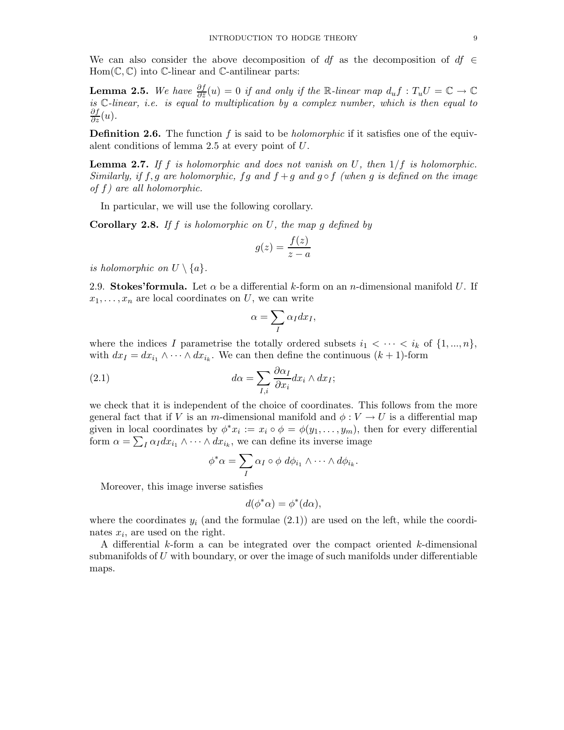We can also consider the above decomposition of $df$ as the decomposition of $df \in \mathrm{Hom}(\mathbb{C}, \mathbb{C})$ into $\mathbb{C}$-linear and $\mathbb{C}$-antilinear parts:

**Lemma 2.5.** *We have $\frac{\partial f}{\partial \bar{z}}(u) = 0$ if and only if the $\mathbb{R}$-linear map $d_u f : T_u U = \mathbb{C} \to \mathbb{C}$ is $\mathbb{C}$-linear, i.e. is equal to multiplication by a complex number, which is then equal to $\frac{\partial f}{\partial z}(u)$.*

**Definition 2.6.** The function $f$ is said to be *holomorphic* if it satisfies one of the equivalent conditions of lemma 2.5 at every point of $U$.

**Lemma 2.7.** *If $f$ is holomorphic and does not vanish on $U$, then $1/f$ is holomorphic. Similarly, if $f, g$ are holomorphic, $fg$ and $f + g$ and $g \circ f$ (when $g$ is defined on the image of $f$) are all holomorphic.*

In particular, we will use the following corollary.

**Corollary 2.8.** *If $f$ is holomorphic on $U$, the map $g$ defined by*

$$g(z) = \frac{f(z)}{z - a}$$

*is holomorphic on $U \setminus \{a\}$.*

2.9. **Stokes'formula.** Let $\alpha$ be a differential $k$-form on an $n$-dimensional manifold $U$. If $x_1, \ldots, x_n$ are local coordinates on $U$, we can write

$$\alpha = \sum_I \alpha_I dx_I,$$

where the indices $I$ parametrise the totally ordered subsets $i_1 < \cdots < i_k$ of $\{1, ..., n\}$, with $dx_I = dx_{i_1} \wedge \cdots \wedge dx_{i_k}$. We can then define the continuous $(k+1)$-form

$$d\alpha = \sum_{I,i} \frac{\partial \alpha_I}{\partial x_i} dx_i \wedge dx_I; \tag{2.1}$$

we check that it is independent of the choice of coordinates. This follows from the more general fact that if $V$ is an $m$-dimensional manifold and $\phi : V \to U$ is a differential map given in local coordinates by $\phi^* x_i := x_i \circ \phi = \phi(y_1, \ldots, y_m)$, then for every differential form $\alpha = \sum_I \alpha_I dx_{i_1} \wedge \cdots \wedge dx_{i_k}$, we can define its inverse image

$$\phi^* \alpha = \sum_I \alpha_I \circ \phi \; d\phi_{i_1} \wedge \cdots \wedge d\phi_{i_k}.$$

Moreover, this image inverse satisfies

$$d(\phi^* \alpha) = \phi^*(d\alpha),$$

where the coordinates $y_i$ (and the formulae (2.1)) are used on the left, while the coordinates $x_i$, are used on the right.

A differential $k$-form a can be integrated over the compact oriented $k$-dimensional submanifolds of $U$ with boundary, or over the image of such manifolds under differentiable maps.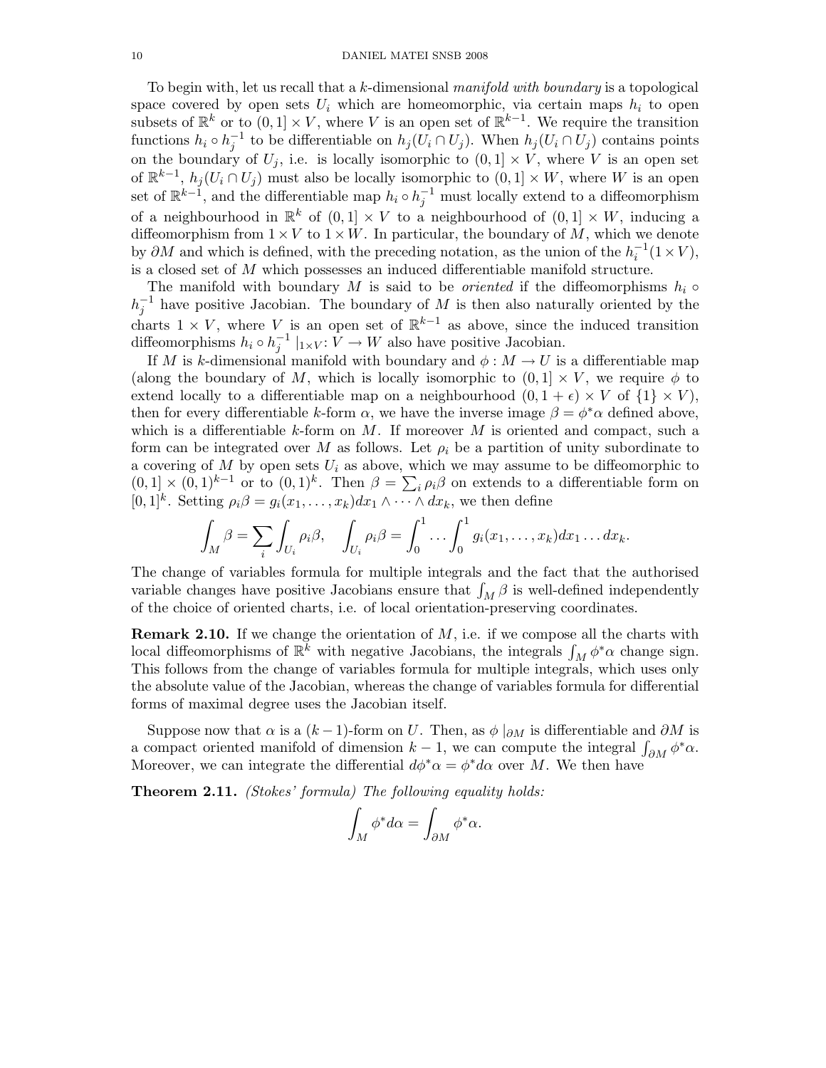To begin with, let us recall that a $k$-dimensional *manifold with boundary* is a topological space covered by open sets $U_i$ which are homeomorphic, via certain maps $h_i$ to open subsets of $\mathbb{R}^k$ or to $(0,1] \times V$, where $V$ is an open set of $\mathbb{R}^{k-1}$. We require the transition functions $h_i \circ h_j^{-1}$ to be differentiable on $h_j(U_i \cap U_j)$. When $h_j(U_i \cap U_j)$ contains points on the boundary of $U_j$, i.e. is locally isomorphic to $(0,1] \times V$, where $V$ is an open set of $\mathbb{R}^{k-1}$, $h_j(U_i \cap U_j)$ must also be locally isomorphic to $(0,1] \times W$, where $W$ is an open set of $\mathbb{R}^{k-1}$, and the differentiable map $h_i \circ h_j^{-1}$ must locally extend to a diffeomorphism of a neighbourhood in $\mathbb{R}^k$ of $(0,1] \times V$ to a neighbourhood of $(0,1] \times W$, inducing a diffeomorphism from $1 \times V$ to $1 \times W$. In particular, the boundary of $M$, which we denote by $\partial M$ and which is defined, with the preceding notation, as the union of the $h_i^{-1}(1 \times V)$, is a closed set of $M$ which possesses an induced differentiable manifold structure.

The manifold with boundary $M$ is said to be *oriented* if the diffeomorphisms $h_i \circ h_j^{-1}$ have positive Jacobian. The boundary of $M$ is then also naturally oriented by the charts $1 \times V$, where $V$ is an open set of $\mathbb{R}^{k-1}$ as above, since the induced transition diffeomorphisms $h_i \circ h_j^{-1} \mid_{1 \times V} : V \to W$ also have positive Jacobian.

If $M$ is $k$-dimensional manifold with boundary and $\phi : M \to U$ is a differentiable map (along the boundary of $M$, which is locally isomorphic to $(0,1] \times V$, we require $\phi$ to extend locally to a differentiable map on a neighbourhood $(0, 1+\epsilon) \times V$ of $\{1\} \times V$), then for every differentiable $k$-form $\alpha$, we have the inverse image $\beta = \phi^*\alpha$ defined above, which is a differentiable $k$-form on $M$. If moreover $M$ is oriented and compact, such a form can be integrated over $M$ as follows. Let $\rho_i$ be a partition of unity subordinate to a covering of $M$ by open sets $U_i$ as above, which we may assume to be diffeomorphic to $(0,1] \times (0,1)^{k-1}$ or to $(0,1)^k$. Then $\beta = \sum_i \rho_i \beta$ on extends to a differentiable form on $[0,1]^k$. Setting $\rho_i \beta = g_i(x_1, \ldots, x_k) dx_1 \wedge \cdots \wedge dx_k$, we then define

$$\int_M \beta = \sum_i \int_{U_i} \rho_i \beta, \quad \int_{U_i} \rho_i \beta = \int_0^1 \ldots \int_0^1 g_i(x_1, \ldots, x_k) dx_1 \ldots dx_k.$$

The change of variables formula for multiple integrals and the fact that the authorised variable changes have positive Jacobians ensure that $\int_M \beta$ is well-defined independently of the choice of oriented charts, i.e. of local orientation-preserving coordinates.

**Remark 2.10.** If we change the orientation of $M$, i.e. if we compose all the charts with local diffeomorphisms of $\mathbb{R}^k$ with negative Jacobians, the integrals $\int_M \phi^*\alpha$ change sign. This follows from the change of variables formula for multiple integrals, which uses only the absolute value of the Jacobian, whereas the change of variables formula for differential forms of maximal degree uses the Jacobian itself.

Suppose now that $\alpha$ is a $(k-1)$-form on $U$. Then, as $\phi \mid_{\partial M}$ is differentiable and $\partial M$ is a compact oriented manifold of dimension $k-1$, we can compute the integral $\int_{\partial M} \phi^*\alpha$. Moreover, we can integrate the differential $d\phi^*\alpha = \phi^* d\alpha$ over $M$. We then have

**Theorem 2.11.** *(Stokes' formula) The following equality holds:*

$$\int_M \phi^* d\alpha = \int_{\partial M} \phi^* \alpha.$$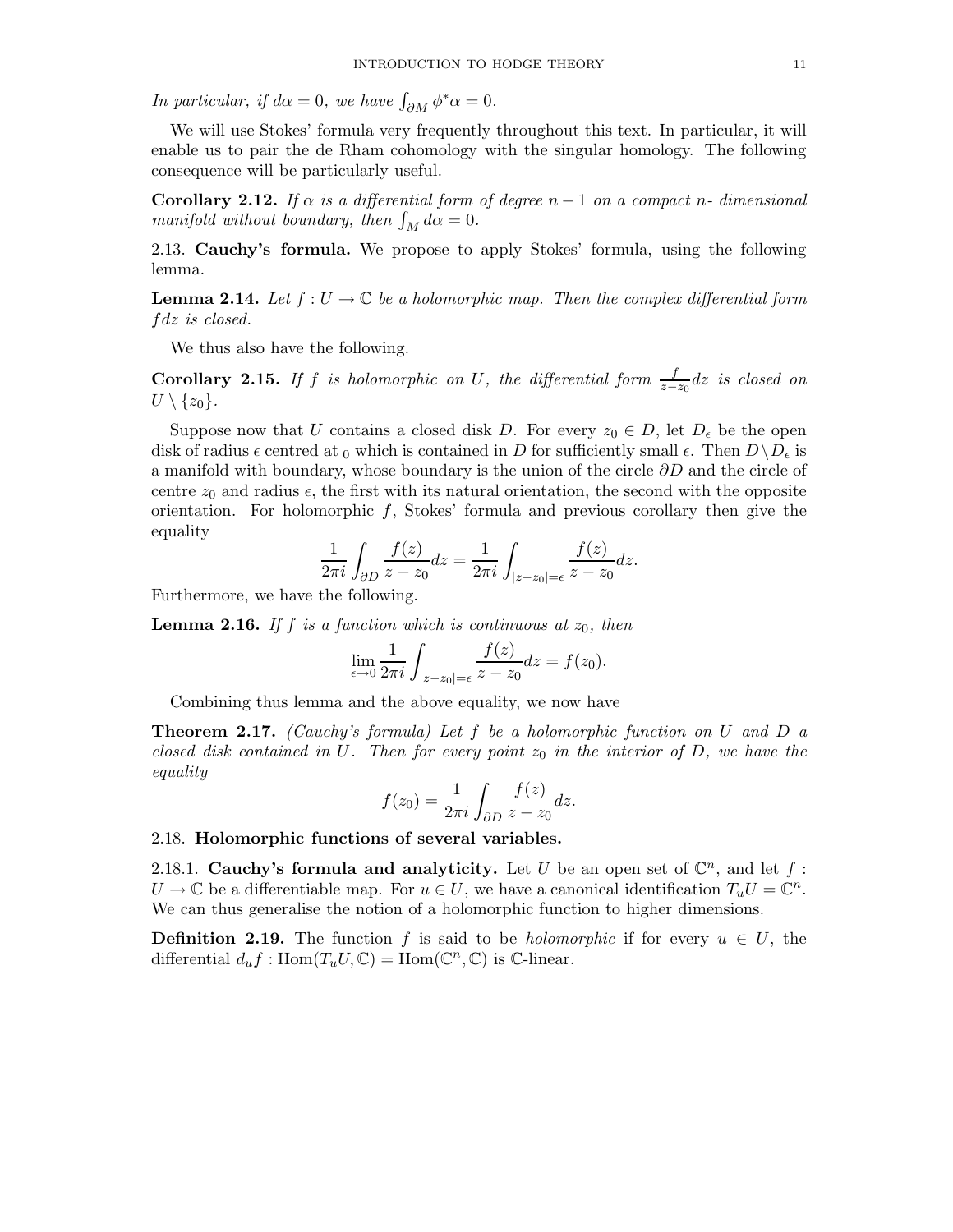*In particular, if $d\alpha = 0$, we have $\int_{\partial M} \phi^* \alpha = 0$.*

We will use Stokes' formula very frequently throughout this text. In particular, it will enable us to pair the de Rham cohomology with the singular homology. The following consequence will be particularly useful.

**Corollary 2.12.** *If $\alpha$ is a differential form of degree $n-1$ on a compact $n$- dimensional manifold without boundary, then $\int_M d\alpha = 0$.*

2.13. **Cauchy's formula.** We propose to apply Stokes' formula, using the following lemma.

**Lemma 2.14.** *Let $f : U \to \mathbb{C}$ be a holomorphic map. Then the complex differential form $fdz$ is closed.*

We thus also have the following.

**Corollary 2.15.** *If $f$ is holomorphic on $U$, the differential form $\frac{f}{z-z_0}dz$ is closed on $U \setminus \{z_0\}$.*

Suppose now that $U$ contains a closed disk $D$. For every $z_0 \in D$, let $D_\epsilon$ be the open disk of radius $\epsilon$ centred at $_0$ which is contained in $D$ for sufficiently small $\epsilon$. Then $D \setminus D_\epsilon$ is a manifold with boundary, whose boundary is the union of the circle $\partial D$ and the circle of centre $z_0$ and radius $\epsilon$, the first with its natural orientation, the second with the opposite orientation. For holomorphic $f$, Stokes' formula and previous corollary then give the equality

$$\frac{1}{2\pi i} \int_{\partial D} \frac{f(z)}{z - z_0} dz = \frac{1}{2\pi i} \int_{|z-z_0|=\epsilon} \frac{f(z)}{z - z_0} dz.$$

Furthermore, we have the following.

**Lemma 2.16.** *If $f$ is a function which is continuous at $z_0$, then*

$$\lim_{\epsilon \to 0} \frac{1}{2\pi i} \int_{|z-z_0|=\epsilon} \frac{f(z)}{z - z_0} dz = f(z_0).$$

Combining thus lemma and the above equality, we now have

**Theorem 2.17.** *(Cauchy's formula) Let $f$ be a holomorphic function on $U$ and $D$ a closed disk contained in $U$. Then for every point $z_0$ in the interior of $D$, we have the equality*

$$f(z_0) = \frac{1}{2\pi i} \int_{\partial D} \frac{f(z)}{z - z_0} dz.$$

2.18. **Holomorphic functions of several variables.**

2.18.1. **Cauchy's formula and analyticity.** Let $U$ be an open set of $\mathbb{C}^n$, and let $f : U \to \mathbb{C}$ be a differentiable map. For $u \in U$, we have a canonical identification $T_u U = \mathbb{C}^n$. We can thus generalise the notion of a holomorphic function to higher dimensions.

**Definition 2.19.** The function $f$ is said to be *holomorphic* if for every $u \in U$, the differential $d_u f : \mathrm{Hom}(T_u U, \mathbb{C}) = \mathrm{Hom}(\mathbb{C}^n, \mathbb{C})$ is $\mathbb{C}$-linear.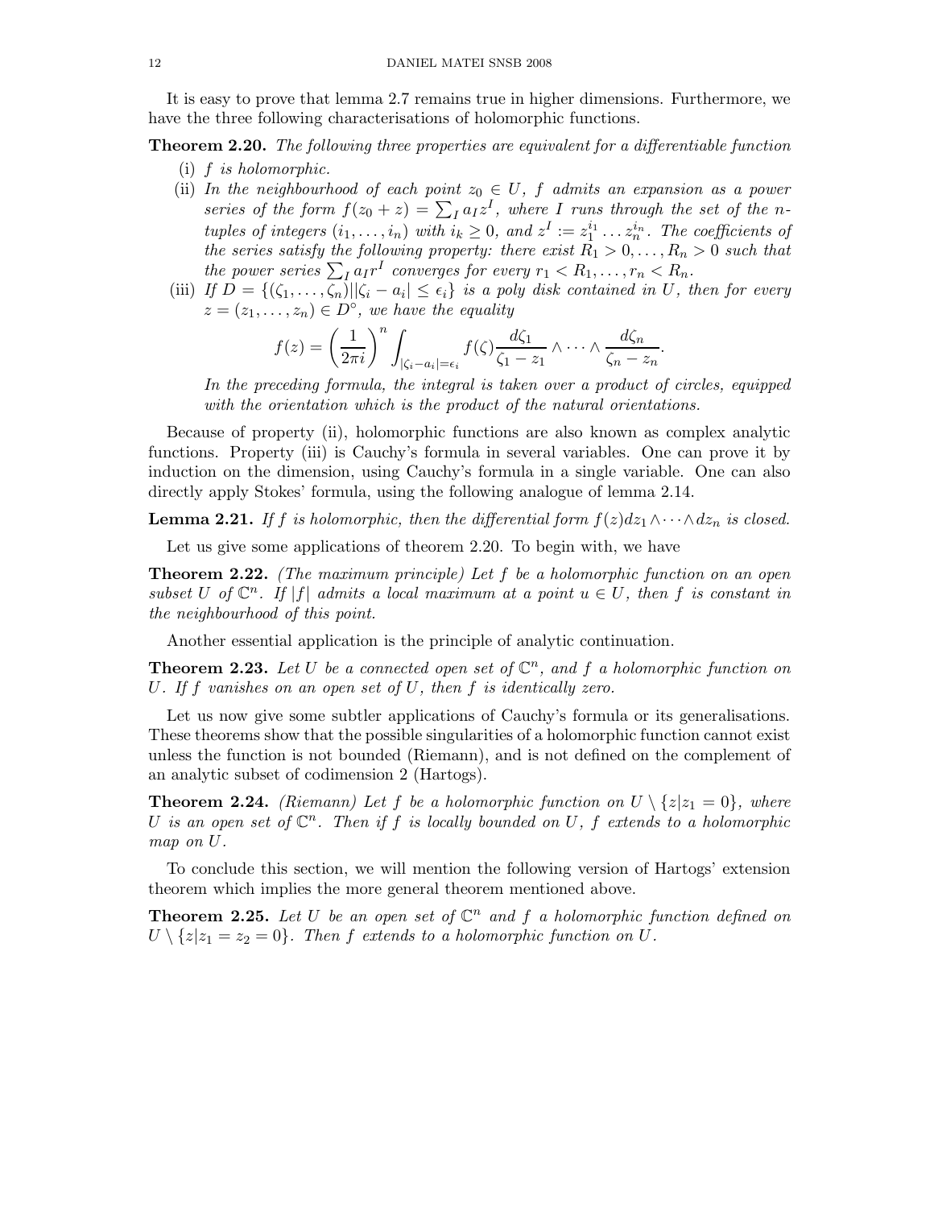It is easy to prove that lemma 2.7 remains true in higher dimensions. Furthermore, we have the three following characterisations of holomorphic functions.

**Theorem 2.20.** *The following three properties are equivalent for a differentiable function*

- (i) *$f$ is holomorphic.*
- (ii) *In the neighbourhood of each point $z_0 \in U$, $f$ admits an expansion as a power series of the form $f(z_0 + z) = \sum_I a_I z^I$, where $I$ runs through the set of the $n$-tuples of integers $(i_1, \ldots, i_n)$ with $i_k \geq 0$, and $z^I := z_1^{i_1} \ldots z_n^{i_n}$. The coefficients of the series satisfy the following property: there exist $R_1 > 0, \ldots, R_n > 0$ such that the power series $\sum_I a_I r^I$ converges for every $r_1 < R_1, \ldots, r_n < R_n$.*
- (iii) *If $D = \{(\zeta_1, \ldots, \zeta_n) | |\zeta_i - a_i| \leq \epsilon_i\}$ is a poly disk contained in $U$, then for every $z = (z_1, \ldots, z_n) \in D^\circ$, we have the equality*

$$f(z) = \left(\frac{1}{2\pi i}\right)^n \int_{|\zeta_i - a_i| = \epsilon_i} f(\zeta) \frac{d\zeta_1}{\zeta_1 - z_1} \wedge \cdots \wedge \frac{d\zeta_n}{\zeta_n - z_n}.$$

*In the preceding formula, the integral is taken over a product of circles, equipped with the orientation which is the product of the natural orientations.*

Because of property (ii), holomorphic functions are also known as complex analytic functions. Property (iii) is Cauchy's formula in several variables. One can prove it by induction on the dimension, using Cauchy's formula in a single variable. One can also directly apply Stokes' formula, using the following analogue of lemma 2.14.

**Lemma 2.21.** *If $f$ is holomorphic, then the differential form $f(z)dz_1 \wedge \cdots \wedge dz_n$ is closed.*

Let us give some applications of theorem 2.20. To begin with, we have

**Theorem 2.22.** *(The maximum principle) Let $f$ be a holomorphic function on an open subset $U$ of $\mathbb{C}^n$. If $|f|$ admits a local maximum at a point $u \in U$, then $f$ is constant in the neighbourhood of this point.*

Another essential application is the principle of analytic continuation.

**Theorem 2.23.** *Let $U$ be a connected open set of $\mathbb{C}^n$, and $f$ a holomorphic function on $U$. If $f$ vanishes on an open set of $U$, then $f$ is identically zero.*

Let us now give some subtler applications of Cauchy's formula or its generalisations. These theorems show that the possible singularities of a holomorphic function cannot exist unless the function is not bounded (Riemann), and is not defined on the complement of an analytic subset of codimension 2 (Hartogs).

**Theorem 2.24.** *(Riemann) Let $f$ be a holomorphic function on $U \setminus \{z | z_1 = 0\}$, where $U$ is an open set of $\mathbb{C}^n$. Then if $f$ is locally bounded on $U$, $f$ extends to a holomorphic map on $U$.*

To conclude this section, we will mention the following version of Hartogs' extension theorem which implies the more general theorem mentioned above.

**Theorem 2.25.** *Let $U$ be an open set of $\mathbb{C}^n$ and $f$ a holomorphic function defined on $U \setminus \{z | z_1 = z_2 = 0\}$. Then $f$ extends to a holomorphic function on $U$.*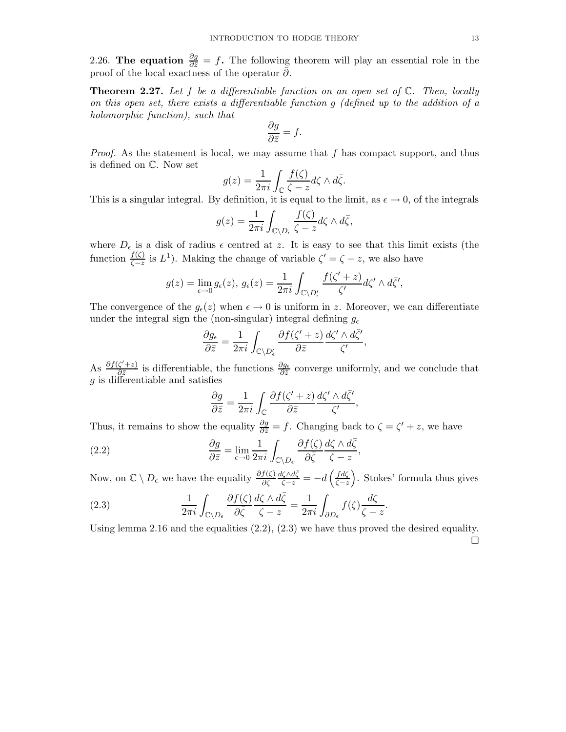2.26. **The equation $\frac{\partial g}{\partial \bar{z}} = f$.** The following theorem will play an essential role in the proof of the local exactness of the operator $\bar{\partial}$.

**Theorem 2.27.** *Let $f$ be a differentiable function on an open set of $\mathbb{C}$. Then, locally on this open set, there exists a differentiable function $g$ (defined up to the addition of a holomorphic function), such that*

$$\frac{\partial g}{\partial \bar{z}} = f.$$

*Proof.* As the statement is local, we may assume that $f$ has compact support, and thus is defined on $\mathbb{C}$. Now set

$$g(z) = \frac{1}{2\pi i}\int_{\mathbb{C}} \frac{f(\zeta)}{\zeta - z} d\zeta \wedge d\bar{\zeta}.$$

This is a singular integral. By definition, it is equal to the limit, as $\epsilon \to 0$, of the integrals

$$g(z) = \frac{1}{2\pi i}\int_{\mathbb{C}\setminus D_\epsilon} \frac{f(\zeta)}{\zeta - z} d\zeta \wedge d\bar{\zeta},$$

where $D_\epsilon$ is a disk of radius $\epsilon$ centred at $z$. It is easy to see that this limit exists (the function $\frac{f(\zeta)}{\zeta - z}$ is $L^1$). Making the change of variable $\zeta' = \zeta - z$, we also have

$$g(z) = \lim_{\epsilon \to 0} g_\epsilon(z),\ g_\epsilon(z) = \frac{1}{2\pi i}\int_{\mathbb{C}\setminus D'_\epsilon} \frac{f(\zeta' + z)}{\zeta'} d\zeta' \wedge d\bar{\zeta}',$$

The convergence of the $g_\epsilon(z)$ when $\epsilon \to 0$ is uniform in $z$. Moreover, we can differentiate under the integral sign the (non-singular) integral defining $g_\epsilon$

$$\frac{\partial g_\epsilon}{\partial \bar{z}} = \frac{1}{2\pi i}\int_{\mathbb{C}\setminus D'_\epsilon} \frac{\partial f(\zeta' + z)}{\partial \bar{z}} \frac{d\zeta' \wedge d\bar{\zeta}'}{\zeta'},$$

As $\frac{\partial f(\zeta' + z)}{\partial \bar{z}}$ is differentiable, the functions $\frac{\partial g_\epsilon}{\partial \bar{z}}$ converge uniformly, and we conclude that $g$ is differentiable and satisfies

$$\frac{\partial g}{\partial \bar{z}} = \frac{1}{2\pi i}\int_{\mathbb{C}} \frac{\partial f(\zeta' + z)}{\partial \bar{z}} \frac{d\zeta' \wedge d\bar{\zeta}'}{\zeta'},$$

Thus, it remains to show the equality $\frac{\partial g}{\partial \bar{z}} = f$. Changing back to $\zeta = \zeta' + z$, we have

$$\frac{\partial g}{\partial \bar{z}} = \lim_{\epsilon \to 0} \frac{1}{2\pi i}\int_{\mathbb{C}\setminus D_\epsilon} \frac{\partial f(\zeta)}{\partial \bar{\zeta}} \frac{d\zeta \wedge d\bar{\zeta}}{\zeta - z}, \tag{2.2}$$

Now, on $\mathbb{C} \setminus D_\epsilon$ we have the equality $\frac{\partial f(\zeta)}{\partial \bar{\zeta}} \frac{d\zeta \wedge d\bar{\zeta}}{\zeta - z} = -d\left(\frac{f d\zeta}{\zeta - z}\right)$. Stokes' formula thus gives

$$\frac{1}{2\pi i}\int_{\mathbb{C}\setminus D_\epsilon} \frac{\partial f(\zeta)}{\partial \bar{\zeta}} \frac{d\zeta \wedge d\bar{\zeta}}{\zeta - z} = \frac{1}{2\pi i}\int_{\partial D_\epsilon} f(\zeta) \frac{d\zeta}{\zeta - z}. \tag{2.3}$$

Using lemma 2.16 and the equalities (2.2), (2.3) we have thus proved the desired equality. $\square$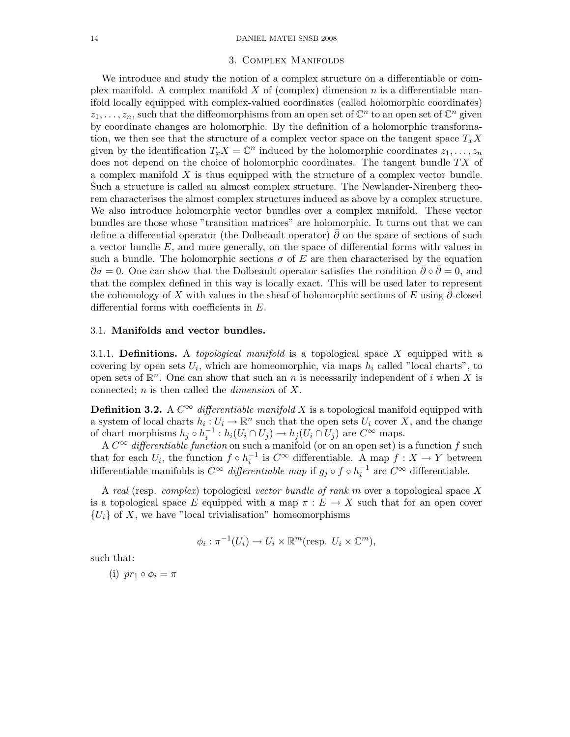## 3. Complex Manifolds

We introduce and study the notion of a complex structure on a differentiable or complex manifold. A complex manifold $X$ of (complex) dimension $n$ is a differentiable manifold locally equipped with complex-valued coordinates (called holomorphic coordinates) $z_1, \ldots, z_n$, such that the diffeomorphisms from an open set of $\mathbb{C}^n$ to an open set of $\mathbb{C}^n$ given by coordinate changes are holomorphic. By the definition of a holomorphic transformation, we then see that the structure of a complex vector space on the tangent space $T_xX$ given by the identification $T_xX = \mathbb{C}^n$ induced by the holomorphic coordinates $z_1, \ldots, z_n$ does not depend on the choice of holomorphic coordinates. The tangent bundle $TX$ of a complex manifold $X$ is thus equipped with the structure of a complex vector bundle. Such a structure is called an almost complex structure. The Newlander-Nirenberg theorem characterises the almost complex structures induced as above by a complex structure. We also introduce holomorphic vector bundles over a complex manifold. These vector bundles are those whose "transition matrices" are holomorphic. It turns out that we can define a differential operator (the Dolbeault operator) $\bar{\partial}$ on the space of sections of such a vector bundle $E$, and more generally, on the space of differential forms with values in such a bundle. The holomorphic sections $\sigma$ of $E$ are then characterised by the equation $\bar{\partial}\sigma = 0$. One can show that the Dolbeault operator satisfies the condition $\bar{\partial} \circ \bar{\partial} = 0$, and that the complex defined in this way is locally exact. This will be used later to represent the cohomology of $X$ with values in the sheaf of holomorphic sections of $E$ using $\bar{\partial}$-closed differential forms with coefficients in $E$.

### 3.1. **Manifolds and vector bundles.**

3.1.1. **Definitions.** A *topological manifold* is a topological space $X$ equipped with a covering by open sets $U_i$, which are homeomorphic, via maps $h_i$ called "local charts", to open sets of $\mathbb{R}^n$. One can show that such an $n$ is necessarily independent of $i$ when $X$ is connected; $n$ is then called the *dimension* of $X$.

**Definition 3.2.** A $C^\infty$ *differentiable manifold* $X$ is a topological manifold equipped with a system of local charts $h_i : U_i \to \mathbb{R}^n$ such that the open sets $U_i$ cover $X$, and the change of chart morphisms $h_j \circ h_i^{-1} : h_i(U_i \cap U_j) \to h_j(U_i \cap U_j)$ are $C^\infty$ maps.

A $C^\infty$ *differentiable function* on such a manifold (or on an open set) is a function $f$ such that for each $U_i$, the function $f \circ h_i^{-1}$ is $C^\infty$ differentiable. A map $f : X \to Y$ between differentiable manifolds is $C^\infty$ *differentiable map* if $g_j \circ f \circ h_i^{-1}$ are $C^\infty$ differentiable.

A *real* (resp. *complex*) topological *vector bundle of rank* $m$ over a topological space $X$ is a topological space $E$ equipped with a map $\pi : E \to X$ such that for an open cover $\{U_i\}$ of $X$, we have "local trivialisation" homeomorphisms

$$\phi_i : \pi^{-1}(U_i) \to U_i \times \mathbb{R}^m (\text{resp. } U_i \times \mathbb{C}^m),$$

such that:

(i) $pr_1 \circ \phi_i = \pi$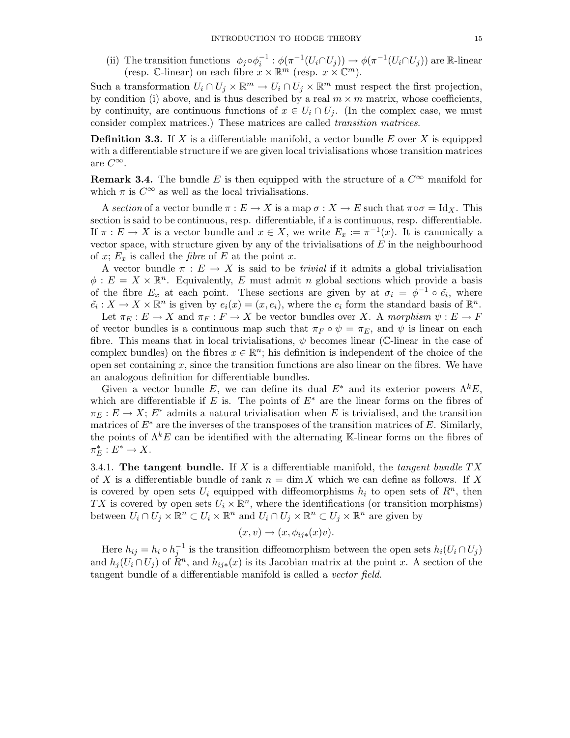(ii) The transition functions $\phi_j \circ \phi_i^{-1} : \phi(\pi^{-1}(U_i \cap U_j)) \to \phi(\pi^{-1}(U_i \cap U_j))$ are $\mathbb{R}$-linear (resp. $\mathbb{C}$-linear) on each fibre $x \times \mathbb{R}^m$ (resp. $x \times \mathbb{C}^m$).

Such a transformation $U_i \cap U_j \times \mathbb{R}^m \to U_i \cap U_j \times \mathbb{R}^m$ must respect the first projection, by condition (i) above, and is thus described by a real $m \times m$ matrix, whose coefficients, by continuity, are continuous functions of $x \in U_i \cap U_j$. (In the complex case, we must consider complex matrices.) These matrices are called *transition matrices*.

**Definition 3.3.** If $X$ is a differentiable manifold, a vector bundle $E$ over $X$ is equipped with a differentiable structure if we are given local trivialisations whose transition matrices are $C^\infty$.

**Remark 3.4.** The bundle $E$ is then equipped with the structure of a $C^\infty$ manifold for which $\pi$ is $C^\infty$ as well as the local trivialisations.

A *section* of a vector bundle $\pi : E \to X$ is a map $\sigma : X \to E$ such that $\pi \circ \sigma = \mathrm{Id}_X$. This section is said to be continuous, resp. differentiable, if a is continuous, resp. differentiable. If $\pi : E \to X$ is a vector bundle and $x \in X$, we write $E_x := \pi^{-1}(x)$. It is canonically a vector space, with structure given by any of the trivialisations of $E$ in the neighbourhood of $x$; $E_x$ is called the *fibre* of $E$ at the point $x$.

A vector bundle $\pi : E \to X$ is said to be *trivial* if it admits a global trivialisation $\phi : E = X \times \mathbb{R}^n$. Equivalently, $E$ must admit $n$ global sections which provide a basis of the fibre $E_x$ at each point. These sections are given by at $\sigma_i = \phi^{-1} \circ \tilde{e_i}$, where $\tilde{e_i} : X \to X \times \mathbb{R}^n$ is given by $e_i(x) = (x, e_i)$, where the $e_i$ form the standard basis of $\mathbb{R}^n$.

Let $\pi_E : E \to X$ and $\pi_F : F \to X$ be vector bundles over $X$. A *morphism* $\psi : E \to F$ of vector bundles is a continuous map such that $\pi_F \circ \psi = \pi_E$, and $\psi$ is linear on each fibre. This means that in local trivialisations, $\psi$ becomes linear ($\mathbb{C}$-linear in the case of complex bundles) on the fibres $x \in \mathbb{R}^n$; his definition is independent of the choice of the open set containing $x$, since the transition functions are also linear on the fibres. We have an analogous definition for differentiable bundles.

Given a vector bundle $E$, we can define its dual $E^*$ and its exterior powers $\Lambda^k E$, which are differentiable if $E$ is. The points of $E^*$ are the linear forms on the fibres of $\pi_E : E \to X$; $E^*$ admits a natural trivialisation when $E$ is trivialised, and the transition matrices of $E^*$ are the inverses of the transposes of the transition matrices of $E$. Similarly, the points of $\Lambda^k E$ can be identified with the alternating $\mathbb{K}$-linear forms on the fibres of $\pi_E^* : E^* \to X$.

3.4.1. **The tangent bundle.** If $X$ is a differentiable manifold, the *tangent bundle* $TX$ of $X$ is a differentiable bundle of rank $n = \dim X$ which we can define as follows. If $X$ is covered by open sets $U_i$ equipped with diffeomorphisms $h_i$ to open sets of $R^n$, then $TX$ is covered by open sets $U_i \times \mathbb{R}^n$, where the identifications (or transition morphisms) between $U_i \cap U_j \times \mathbb{R}^n \subset U_i \times \mathbb{R}^n$ and $U_i \cap U_j \times \mathbb{R}^n \subset U_j \times \mathbb{R}^n$ are given by

$$(x, v) \to (x, \phi_{ij*}(x)v).$$

Here $h_{ij} = h_i \circ h_j^{-1}$ is the transition diffeomorphism between the open sets $h_i(U_i \cap U_j)$ and $h_j(U_i \cap U_j)$ of $R^n$, and $h_{ij*}(x)$ is its Jacobian matrix at the point $x$. A section of the tangent bundle of a differentiable manifold is called a *vector field*.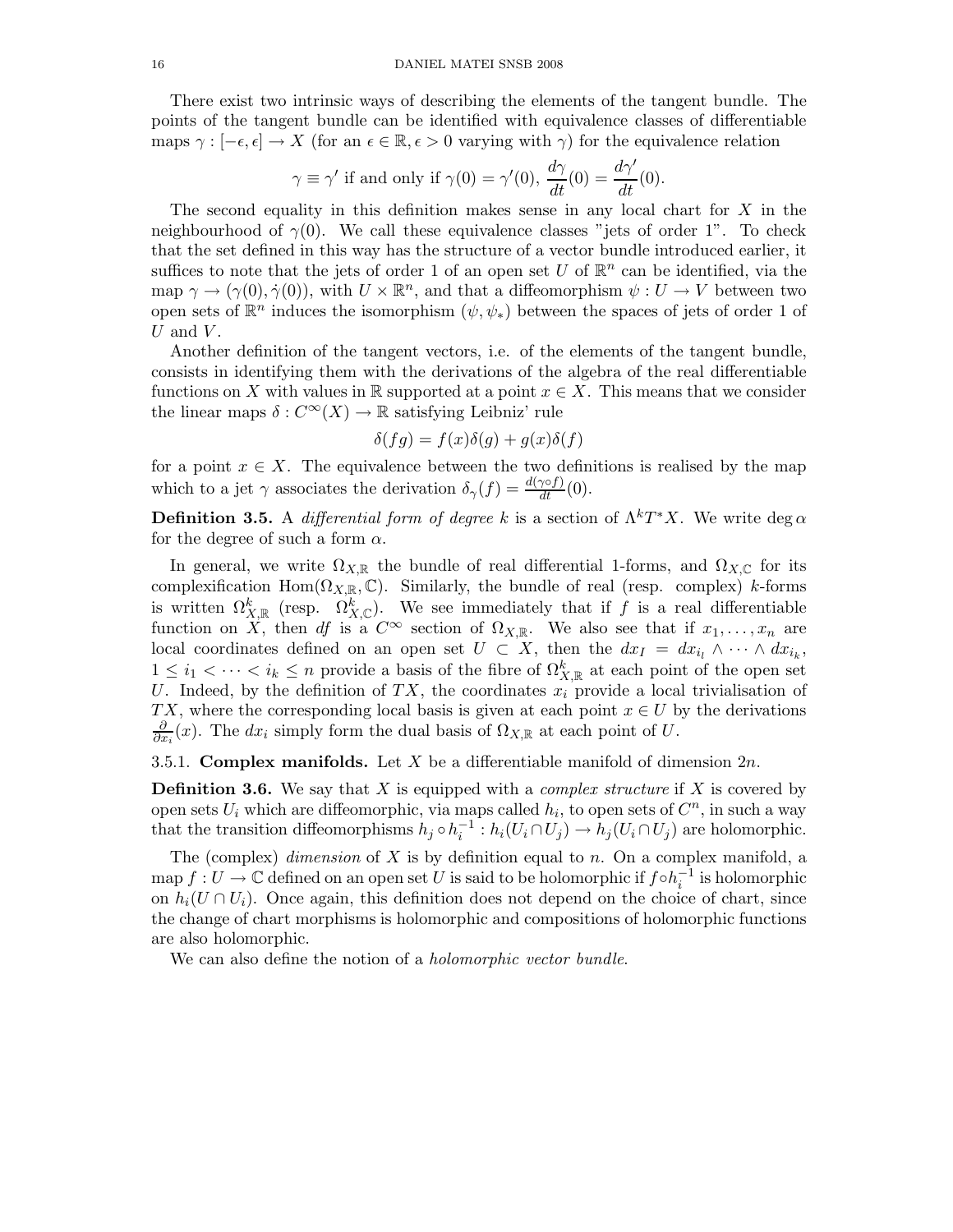There exist two intrinsic ways of describing the elements of the tangent bundle. The points of the tangent bundle can be identified with equivalence classes of differentiable maps $\gamma : [-\epsilon, \epsilon] \to X$ (for an $\epsilon \in \mathbb{R}, \epsilon > 0$ varying with $\gamma$) for the equivalence relation

$$\gamma \equiv \gamma' \text{ if and only if } \gamma(0) = \gamma'(0),\ \frac{d\gamma}{dt}(0) = \frac{d\gamma'}{dt}(0).$$

The second equality in this definition makes sense in any local chart for $X$ in the neighbourhood of $\gamma(0)$. We call these equivalence classes "jets of order 1". To check that the set defined in this way has the structure of a vector bundle introduced earlier, it suffices to note that the jets of order 1 of an open set $U$ of $\mathbb{R}^n$ can be identified, via the map $\gamma \to (\gamma(0), \dot{\gamma}(0))$, with $U \times \mathbb{R}^n$, and that a diffeomorphism $\psi : U \to V$ between two open sets of $\mathbb{R}^n$ induces the isomorphism $(\psi, \psi_*)$ between the spaces of jets of order 1 of $U$ and $V$.

Another definition of the tangent vectors, i.e. of the elements of the tangent bundle, consists in identifying them with the derivations of the algebra of the real differentiable functions on $X$ with values in $\mathbb{R}$ supported at a point $x \in X$. This means that we consider the linear maps $\delta : C^\infty(X) \to \mathbb{R}$ satisfying Leibniz' rule

$$\delta(fg) = f(x)\delta(g) + g(x)\delta(f)$$

for a point $x \in X$. The equivalence between the two definitions is realised by the map which to a jet $\gamma$ associates the derivation $\delta_\gamma(f) = \frac{d(\gamma \circ f)}{dt}(0)$.

**Definition 3.5.** A *differential form of degree* $k$ is a section of $\Lambda^k T^*X$. We write $\deg \alpha$ for the degree of such a form $\alpha$.

In general, we write $\Omega_{X,\mathbb{R}}$ the bundle of real differential 1-forms, and $\Omega_{X,\mathbb{C}}$ for its complexification $\mathrm{Hom}(\Omega_{X,\mathbb{R}}, \mathbb{C})$. Similarly, the bundle of real (resp. complex) $k$-forms is written $\Omega^k_{X,\mathbb{R}}$ (resp. $\Omega^k_{X,\mathbb{C}}$). We see immediately that if $f$ is a real differentiable function on $X$, then $df$ is a $C^\infty$ section of $\Omega_{X,\mathbb{R}}$. We also see that if $x_1, \ldots, x_n$ are local coordinates defined on an open set $U \subset X$, then the $dx_I = dx_{i_1} \wedge \cdots \wedge dx_{i_k}$, $1 \le i_1 < \cdots < i_k \le n$ provide a basis of the fibre of $\Omega^k_{X,\mathbb{R}}$ at each point of the open set $U$. Indeed, by the definition of $TX$, the coordinates $x_i$ provide a local trivialisation of $TX$, where the corresponding local basis is given at each point $x \in U$ by the derivations $\frac{\partial}{\partial x_i}(x)$. The $dx_i$ simply form the dual basis of $\Omega_{X,\mathbb{R}}$ at each point of $U$.

3.5.1. **Complex manifolds.** Let $X$ be a differentiable manifold of dimension $2n$.

**Definition 3.6.** We say that $X$ is equipped with a *complex structure* if $X$ is covered by open sets $U_i$ which are diffeomorphic, via maps called $h_i$, to open sets of $C^n$, in such a way that the transition diffeomorphisms $h_j \circ h_i^{-1} : h_i(U_i \cap U_j) \to h_j(U_i \cap U_j)$ are holomorphic.

The (complex) *dimension* of $X$ is by definition equal to $n$. On a complex manifold, a map $f : U \to \mathbb{C}$ defined on an open set $U$ is said to be holomorphic if $f \circ h_i^{-1}$ is holomorphic on $h_i(U \cap U_i)$. Once again, this definition does not depend on the choice of chart, since the change of chart morphisms is holomorphic and compositions of holomorphic functions are also holomorphic.

We can also define the notion of a *holomorphic vector bundle*.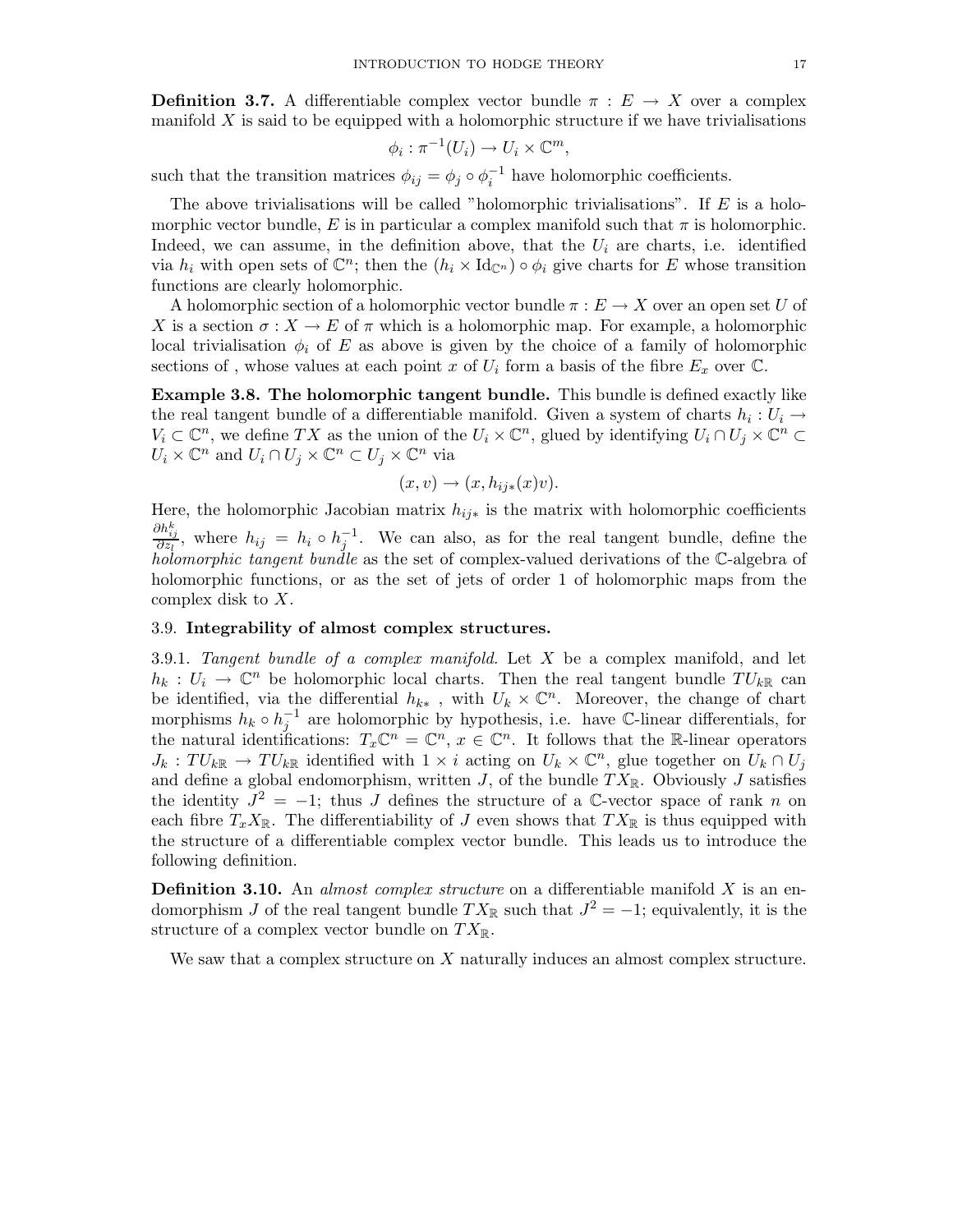**Definition 3.7.** A differentiable complex vector bundle $\pi : E \to X$ over a complex manifold $X$ is said to be equipped with a holomorphic structure if we have trivialisations

$$\phi_i : \pi^{-1}(U_i) \to U_i \times \mathbb{C}^m,$$

such that the transition matrices $\phi_{ij} = \phi_j \circ \phi_i^{-1}$ have holomorphic coefficients.

The above trivialisations will be called "holomorphic trivialisations". If $E$ is a holomorphic vector bundle, $E$ is in particular a complex manifold such that $\pi$ is holomorphic. Indeed, we can assume, in the definition above, that the $U_i$ are charts, i.e. identified via $h_i$ with open sets of $\mathbb{C}^n$; then the $(h_i \times \mathrm{Id}_{\mathbb{C}^n}) \circ \phi_i$ give charts for $E$ whose transition functions are clearly holomorphic.

A holomorphic section of a holomorphic vector bundle $\pi : E \to X$ over an open set $U$ of $X$ is a section $\sigma : X \to E$ of $\pi$ which is a holomorphic map. For example, a holomorphic local trivialisation $\phi_i$ of $E$ as above is given by the choice of a family of holomorphic sections of , whose values at each point $x$ of $U_i$ form a basis of the fibre $E_x$ over $\mathbb{C}$.

**Example 3.8. The holomorphic tangent bundle.** This bundle is defined exactly like the real tangent bundle of a differentiable manifold. Given a system of charts $h_i : U_i \to V_i \subset \mathbb{C}^n$, we define $TX$ as the union of the $U_i \times \mathbb{C}^n$, glued by identifying $U_i \cap U_j \times \mathbb{C}^n \subset U_i \times \mathbb{C}^n$ and $U_i \cap U_j \times \mathbb{C}^n \subset U_j \times \mathbb{C}^n$ via

$$(x, v) \to (x, h_{ij*}(x)v).$$

Here, the holomorphic Jacobian matrix $h_{ij*}$ is the matrix with holomorphic coefficients $\frac{\partial h_{ij}^k}{\partial z_l}$, where $h_{ij} = h_i \circ h_j^{-1}$. We can also, as for the real tangent bundle, define the *holomorphic tangent bundle* as the set of complex-valued derivations of the $\mathbb{C}$-algebra of holomorphic functions, or as the set of jets of order 1 of holomorphic maps from the complex disk to $X$.

## 3.9. Integrability of almost complex structures.

3.9.1. *Tangent bundle of a complex manifold.* Let $X$ be a complex manifold, and let $h_k : U_i \to \mathbb{C}^n$ be holomorphic local charts. Then the real tangent bundle $TU_{k\mathbb{R}}$ can be identified, via the differential $h_{k*}$ , with $U_k \times \mathbb{C}^n$. Moreover, the change of chart morphisms $h_k \circ h_j^{-1}$ are holomorphic by hypothesis, i.e. have $\mathbb{C}$-linear differentials, for the natural identifications: $T_x\mathbb{C}^n = \mathbb{C}^n$, $x \in \mathbb{C}^n$. It follows that the $\mathbb{R}$-linear operators $J_k : TU_{k\mathbb{R}} \to TU_{k\mathbb{R}}$ identified with $1 \times i$ acting on $U_k \times \mathbb{C}^n$, glue together on $U_k \cap U_j$ and define a global endomorphism, written $J$, of the bundle $TX_{\mathbb{R}}$. Obviously $J$ satisfies the identity $J^2 = -1$; thus $J$ defines the structure of a $\mathbb{C}$-vector space of rank $n$ on each fibre $T_xX_{\mathbb{R}}$. The differentiability of $J$ even shows that $TX_{\mathbb{R}}$ is thus equipped with the structure of a differentiable complex vector bundle. This leads us to introduce the following definition.

**Definition 3.10.** An *almost complex structure* on a differentiable manifold $X$ is an endomorphism $J$ of the real tangent bundle $TX_{\mathbb{R}}$ such that $J^2 = -1$; equivalently, it is the structure of a complex vector bundle on $TX_{\mathbb{R}}$.

We saw that a complex structure on $X$ naturally induces an almost complex structure.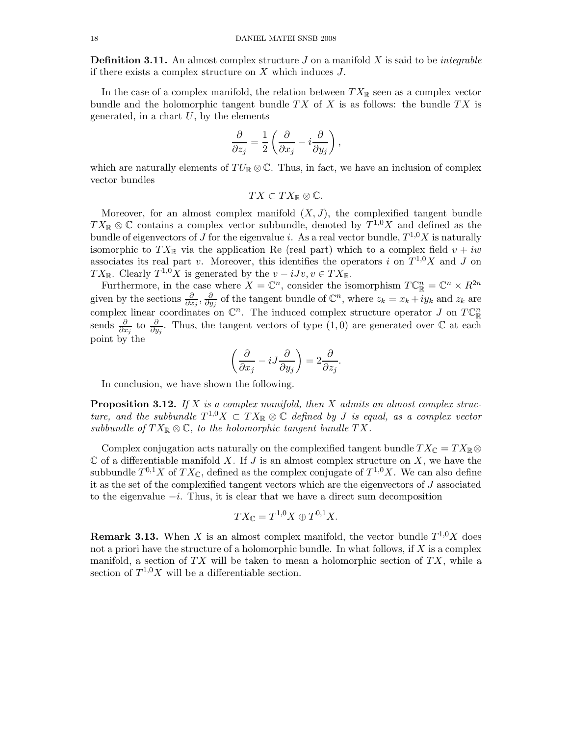**Definition 3.11.** An almost complex structure $J$ on a manifold $X$ is said to be *integrable* if there exists a complex structure on $X$ which induces $J$.

In the case of a complex manifold, the relation between $TX_{\mathbb{R}}$ seen as a complex vector bundle and the holomorphic tangent bundle $TX$ of $X$ is as follows: the bundle $TX$ is generated, in a chart $U$, by the elements

$$\frac{\partial}{\partial z_j} = \frac{1}{2}\left(\frac{\partial}{\partial x_j} - i\frac{\partial}{\partial y_j}\right),$$

which are naturally elements of $TU_{\mathbb{R}} \otimes \mathbb{C}$. Thus, in fact, we have an inclusion of complex vector bundles

$$TX \subset TX_{\mathbb{R}} \otimes \mathbb{C}.$$

Moreover, for an almost complex manifold $(X, J)$, the complexified tangent bundle $TX_{\mathbb{R}} \otimes \mathbb{C}$ contains a complex vector subbundle, denoted by $T^{1,0}X$ and defined as the bundle of eigenvectors of $J$ for the eigenvalue $i$. As a real vector bundle, $T^{1,0}X$ is naturally isomorphic to $TX_{\mathbb{R}}$ via the application Re (real part) which to a complex field $v + iw$ associates its real part $v$. Moreover, this identifies the operators $i$ on $T^{1,0}X$ and $J$ on $TX_{\mathbb{R}}$. Clearly $T^{1,0}X$ is generated by the $v - iJv, v \in TX_{\mathbb{R}}$.

Furthermore, in the case where $X = \mathbb{C}^n$, consider the isomorphism $T\mathbb{C}^n_{\mathbb{R}} = \mathbb{C}^n \times R^{2n}$ given by the sections $\frac{\partial}{\partial x_j}, \frac{\partial}{\partial y_j}$ of the tangent bundle of $\mathbb{C}^n$, where $z_k = x_k + iy_k$ and $z_k$ are complex linear coordinates on $\mathbb{C}^n$. The induced complex structure operator $J$ on $T\mathbb{C}^n_{\mathbb{R}}$ sends $\frac{\partial}{\partial x_j}$ to $\frac{\partial}{\partial y_j}$. Thus, the tangent vectors of type $(1, 0)$ are generated over $\mathbb{C}$ at each point by the

$$\left(\frac{\partial}{\partial x_j} - iJ\frac{\partial}{\partial y_j}\right) = 2\frac{\partial}{\partial z_j}.$$

In conclusion, we have shown the following.

**Proposition 3.12.** *If $X$ is a complex manifold, then $X$ admits an almost complex structure, and the subbundle $T^{1,0}X \subset TX_{\mathbb{R}} \otimes \mathbb{C}$ defined by $J$ is equal, as a complex vector subbundle of $TX_{\mathbb{R}} \otimes \mathbb{C}$, to the holomorphic tangent bundle $TX$.*

Complex conjugation acts naturally on the complexified tangent bundle $TX_{\mathbb{C}} = TX_{\mathbb{R}} \otimes \mathbb{C}$ of a differentiable manifold $X$. If $J$ is an almost complex structure on $X$, we have the subbundle $T^{0,1}X$ of $TX_{\mathbb{C}}$, defined as the complex conjugate of $T^{1,0}X$. We can also define it as the set of the complexified tangent vectors which are the eigenvectors of $J$ associated to the eigenvalue $-i$. Thus, it is clear that we have a direct sum decomposition

$$TX_{\mathbb{C}} = T^{1,0}X \oplus T^{0,1}X.$$

**Remark 3.13.** When $X$ is an almost complex manifold, the vector bundle $T^{1,0}X$ does not a priori have the structure of a holomorphic bundle. In what follows, if $X$ is a complex manifold, a section of $TX$ will be taken to mean a holomorphic section of $TX$, while a section of $T^{1,0}X$ will be a differentiable section.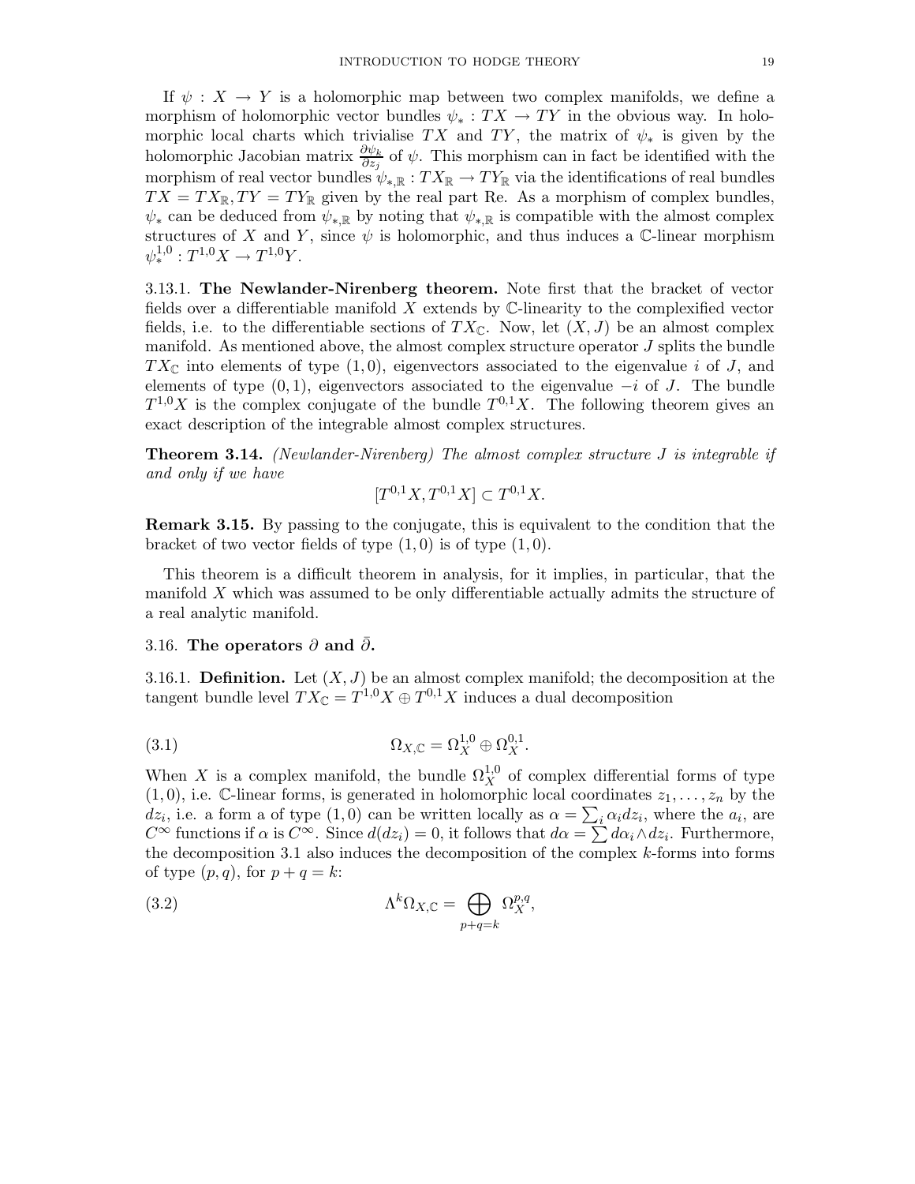If $\psi : X \to Y$ is a holomorphic map between two complex manifolds, we define a morphism of holomorphic vector bundles $\psi_* : TX \to TY$ in the obvious way. In holomorphic local charts which trivialise $TX$ and $TY$, the matrix of $\psi_*$ is given by the holomorphic Jacobian matrix $\frac{\partial \psi_k}{\partial z_j}$ of $\psi$. This morphism can in fact be identified with the morphism of real vector bundles $\psi_{*,\mathbb{R}} : TX_{\mathbb{R}} \to TY_{\mathbb{R}}$ via the identifications of real bundles $TX = TX_{\mathbb{R}}, TY = TY_{\mathbb{R}}$ given by the real part Re. As a morphism of complex bundles, $\psi_*$ can be deduced from $\psi_{*,\mathbb{R}}$ by noting that $\psi_{*,\mathbb{R}}$ is compatible with the almost complex structures of $X$ and $Y$, since $\psi$ is holomorphic, and thus induces a $\mathbb{C}$-linear morphism $\psi_*^{1,0} : T^{1,0}X \to T^{1,0}Y$.

3.13.1. **The Newlander-Nirenberg theorem.** Note first that the bracket of vector fields over a differentiable manifold $X$ extends by $\mathbb{C}$-linearity to the complexified vector fields, i.e. to the differentiable sections of $TX_{\mathbb{C}}$. Now, let $(X, J)$ be an almost complex manifold. As mentioned above, the almost complex structure operator $J$ splits the bundle $TX_{\mathbb{C}}$ into elements of type $(1, 0)$, eigenvectors associated to the eigenvalue $i$ of $J$, and elements of type $(0, 1)$, eigenvectors associated to the eigenvalue $-i$ of $J$. The bundle $T^{1,0}X$ is the complex conjugate of the bundle $T^{0,1}X$. The following theorem gives an exact description of the integrable almost complex structures.

**Theorem 3.14.** *(Newlander-Nirenberg) The almost complex structure $J$ is integrable if and only if we have*

$$[T^{0,1}X, T^{0,1}X] \subset T^{0,1}X.$$

**Remark 3.15.** By passing to the conjugate, this is equivalent to the condition that the bracket of two vector fields of type $(1, 0)$ is of type $(1, 0)$.

This theorem is a difficult theorem in analysis, for it implies, in particular, that the manifold $X$ which was assumed to be only differentiable actually admits the structure of a real analytic manifold.

## 3.16. The operators $\partial$ and $\bar{\partial}$.

3.16.1. **Definition.** Let $(X, J)$ be an almost complex manifold; the decomposition at the tangent bundle level $TX_{\mathbb{C}} = T^{1,0}X \oplus T^{0,1}X$ induces a dual decomposition

$$\Omega_{X,\mathbb{C}} = \Omega_X^{1,0} \oplus \Omega_X^{0,1}. \tag{3.1}$$

When $X$ is a complex manifold, the bundle $\Omega_X^{1,0}$ of complex differential forms of type $(1, 0)$, i.e. $\mathbb{C}$-linear forms, is generated in holomorphic local coordinates $z_1, \ldots, z_n$ by the $dz_i$, i.e. a form a of type $(1, 0)$ can be written locally as $\alpha = \sum_i \alpha_i dz_i$, where the $a_i$, are $C^\infty$ functions if $\alpha$ is $C^\infty$. Since $d(dz_i) = 0$, it follows that $d\alpha = \sum d\alpha_i \wedge dz_i$. Furthermore, the decomposition 3.1 also induces the decomposition of the complex $k$-forms into forms of type $(p, q)$, for $p + q = k$:

$$\Lambda^k \Omega_{X,\mathbb{C}} = \bigoplus_{p+q=k} \Omega_X^{p,q}, \tag{3.2}$$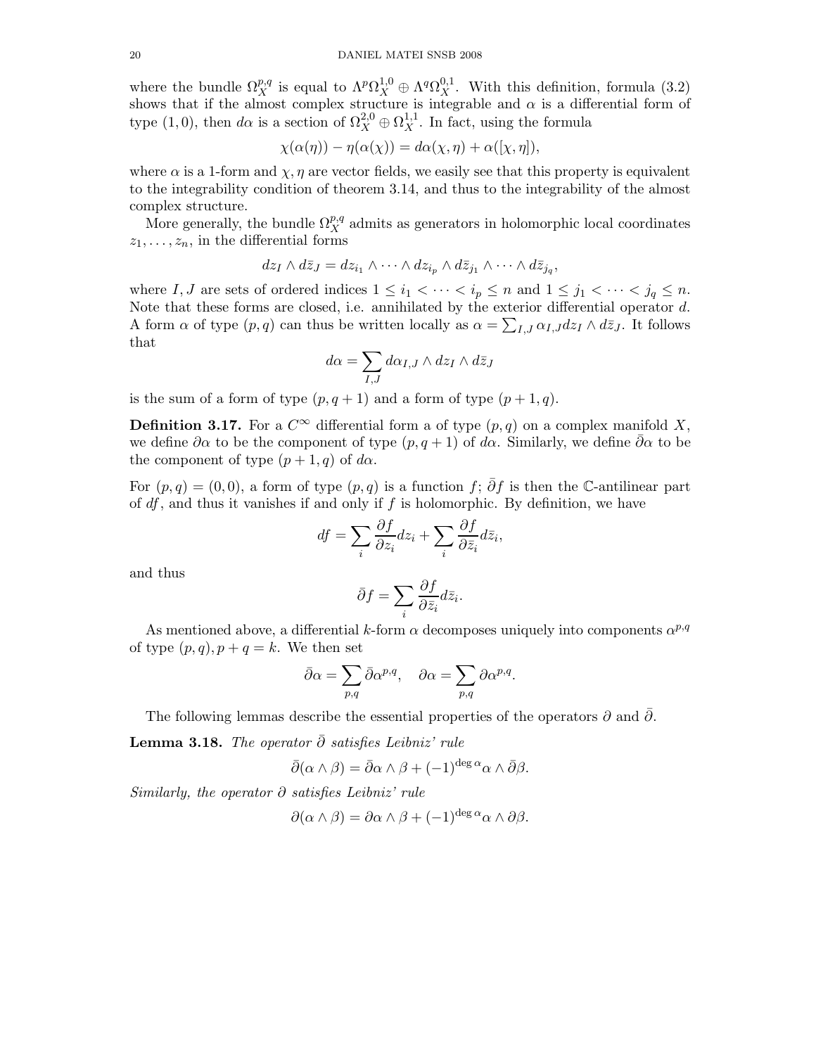where the bundle $\Omega_X^{p,q}$ is equal to $\Lambda^p\Omega_X^{1,0} \oplus \Lambda^q\Omega_X^{0,1}$. With this definition, formula (3.2) shows that if the almost complex structure is integrable and $\alpha$ is a differential form of type $(1,0)$, then $d\alpha$ is a section of $\Omega_X^{2,0} \oplus \Omega_X^{1,1}$. In fact, using the formula

$$\chi(\alpha(\eta)) - \eta(\alpha(\chi)) = d\alpha(\chi, \eta) + \alpha([\chi, \eta]),$$

where $\alpha$ is a 1-form and $\chi, \eta$ are vector fields, we easily see that this property is equivalent to the integrability condition of theorem 3.14, and thus to the integrability of the almost complex structure.

More generally, the bundle $\Omega_X^{p,q}$ admits as generators in holomorphic local coordinates $z_1, \ldots, z_n$, in the differential forms

$$dz_I \wedge d\bar{z}_J = dz_{i_1} \wedge \cdots \wedge dz_{i_p} \wedge d\bar{z}_{j_1} \wedge \cdots \wedge d\bar{z}_{j_q},$$

where $I, J$ are sets of ordered indices $1 \leq i_1 < \cdots < i_p \leq n$ and $1 \leq j_1 < \cdots < j_q \leq n$. Note that these forms are closed, i.e. annihilated by the exterior differential operator $d$. A form $\alpha$ of type $(p,q)$ can thus be written locally as $\alpha = \sum_{I,J} \alpha_{I,J} dz_I \wedge d\bar{z}_J$. It follows that

$$d\alpha = \sum_{I,J} d\alpha_{I,J} \wedge dz_I \wedge d\bar{z}_J$$

is the sum of a form of type $(p, q+1)$ and a form of type $(p+1, q)$.

**Definition 3.17.** For a $C^\infty$ differential form a of type $(p,q)$ on a complex manifold $X$, we define $\partial\alpha$ to be the component of type $(p, q+1)$ of $d\alpha$. Similarly, we define $\bar{\partial}\alpha$ to be the component of type $(p+1, q)$ of $d\alpha$.

For $(p,q) = (0,0)$, a form of type $(p,q)$ is a function $f$; $\bar{\partial}f$ is then the $\mathbb{C}$-antilinear part of $df$, and thus it vanishes if and only if $f$ is holomorphic. By definition, we have

$$df = \sum_i \frac{\partial f}{\partial z_i} dz_i + \sum_i \frac{\partial f}{\partial \bar{z}_i} d\bar{z}_i,$$

and thus

$$\bar{\partial} f = \sum_i \frac{\partial f}{\partial \bar{z}_i} d\bar{z}_i.$$

As mentioned above, a differential $k$-form $\alpha$ decomposes uniquely into components $\alpha^{p,q}$ of type $(p,q), p+q = k$. We then set

$$\bar{\partial}\alpha = \sum_{p,q} \bar{\partial}\alpha^{p,q}, \quad \partial\alpha = \sum_{p,q} \partial\alpha^{p,q}.$$

The following lemmas describe the essential properties of the operators $\partial$ and $\bar{\partial}$.

**Lemma 3.18.** *The operator $\bar{\partial}$ satisfies Leibniz' rule*

$$\bar{\partial}(\alpha \wedge \beta) = \bar{\partial}\alpha \wedge \beta + (-1)^{\deg \alpha} \alpha \wedge \bar{\partial}\beta.$$

*Similarly, the operator $\partial$ satisfies Leibniz' rule*

$$\partial(\alpha \wedge \beta) = \partial\alpha \wedge \beta + (-1)^{\deg \alpha} \alpha \wedge \partial\beta.$$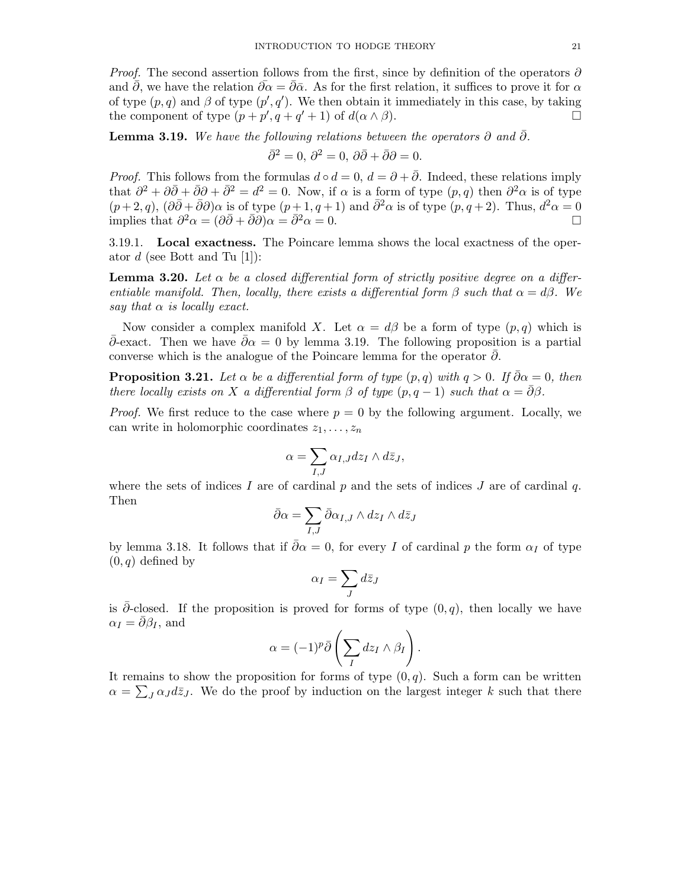*Proof.* The second assertion follows from the first, since by definition of the operators $\partial$ and $\bar{\partial}$, we have the relation $\bar{\partial}\alpha = \bar{\partial}\bar{\alpha}$. As for the first relation, it suffices to prove it for $\alpha$ of type $(p, q)$ and $\beta$ of type $(p', q')$. We then obtain it immediately in this case, by taking the component of type $(p + p', q + q' + 1)$ of $d(\alpha \wedge \beta)$. □

**Lemma 3.19.** *We have the following relations between the operators $\partial$ and $\bar{\partial}$.*

$$\bar{\partial}^2 = 0,\ \partial^2 = 0,\ \partial\bar{\partial} + \bar{\partial}\partial = 0.$$

*Proof.* This follows from the formulas $d \circ d = 0$, $d = \partial + \bar{\partial}$. Indeed, these relations imply that $\partial^2 + \partial\bar{\partial} + \bar{\partial}\partial + \bar{\partial}^2 = d^2 = 0$. Now, if $\alpha$ is a form of type $(p, q)$ then $\partial^2\alpha$ is of type $(p+2, q)$, $(\partial\bar{\partial} + \bar{\partial}\partial)\alpha$ is of type $(p+1, q+1)$ and $\bar{\partial}^2\alpha$ is of type $(p, q+2)$. Thus, $d^2\alpha = 0$ implies that $\partial^2\alpha = (\partial\bar{\partial} + \bar{\partial}\partial)\alpha = \bar{\partial}^2\alpha = 0$. □

3.19.1. **Local exactness.** The Poincare lemma shows the local exactness of the operator $d$ (see Bott and Tu [1]):

**Lemma 3.20.** *Let $\alpha$ be a closed differential form of strictly positive degree on a differentiable manifold. Then, locally, there exists a differential form $\beta$ such that $\alpha = d\beta$. We say that $\alpha$ is locally exact.*

Now consider a complex manifold $X$. Let $\alpha = d\beta$ be a form of type $(p, q)$ which is $\bar{\partial}$-exact. Then we have $\bar{\partial}\alpha = 0$ by lemma 3.19. The following proposition is a partial converse which is the analogue of the Poincare lemma for the operator $\bar{\partial}$.

**Proposition 3.21.** *Let $\alpha$ be a differential form of type $(p, q)$ with $q > 0$. If $\bar{\partial}\alpha = 0$, then there locally exists on $X$ a differential form $\beta$ of type $(p, q-1)$ such that $\alpha = \bar{\partial}\beta$.*

*Proof.* We first reduce to the case where $p = 0$ by the following argument. Locally, we can write in holomorphic coordinates $z_1, \ldots, z_n$

$$\alpha = \sum_{I,J} \alpha_{I,J} dz_I \wedge d\bar{z}_J,$$

where the sets of indices $I$ are of cardinal $p$ and the sets of indices $J$ are of cardinal $q$. Then

$$\bar{\partial}\alpha = \sum_{I,J} \bar{\partial}\alpha_{I,J} \wedge dz_I \wedge d\bar{z}_J$$

by lemma 3.18. It follows that if $\bar{\partial}\alpha = 0$, for every $I$ of cardinal $p$ the form $\alpha_I$ of type $(0, q)$ defined by

$$\alpha_I = \sum_J d\bar{z}_J$$

is $\bar{\partial}$-closed. If the proposition is proved for forms of type $(0, q)$, then locally we have $\alpha_I = \bar{\partial}\beta_I$, and

$$\alpha = (-1)^p \bar{\partial}\left(\sum_I dz_I \wedge \beta_I\right).$$

It remains to show the proposition for forms of type $(0, q)$. Such a form can be written $\alpha = \sum_J \alpha_J d\bar{z}_J$. We do the proof by induction on the largest integer $k$ such that there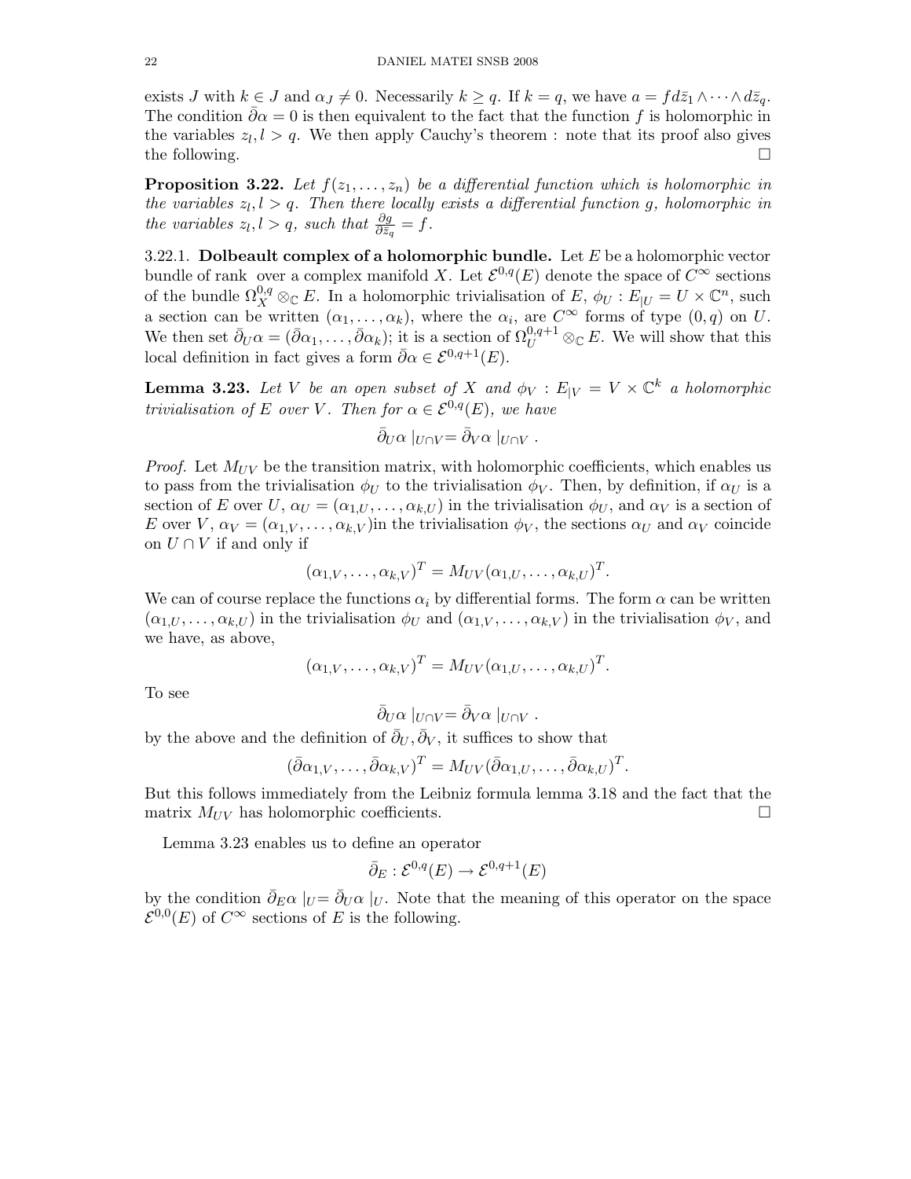exists $J$ with $k \in J$ and $\alpha_J \neq 0$. Necessarily $k \geq q$. If $k = q$, we have $a = fd\bar{z}_1 \wedge \cdots \wedge d\bar{z}_q$. The condition $\bar{\partial}\alpha = 0$ is then equivalent to the fact that the function $f$ is holomorphic in the variables $z_l, l > q$. We then apply Cauchy's theorem : note that its proof also gives the following. □

**Proposition 3.22.** *Let $f(z_1, \ldots, z_n)$ be a differential function which is holomorphic in the variables $z_l, l > q$. Then there locally exists a differential function $g$, holomorphic in the variables $z_l, l > q$, such that $\frac{\partial g}{\partial \bar{z}_q} = f$.*

3.22.1. **Dolbeault complex of a holomorphic bundle.** Let $E$ be a holomorphic vector bundle of rank over a complex manifold $X$. Let $\mathcal{E}^{0,q}(E)$ denote the space of $C^\infty$ sections of the bundle $\Omega_X^{0,q} \otimes_{\mathbb{C}} E$. In a holomorphic trivialisation of $E$, $\phi_U : E_{|U} = U \times \mathbb{C}^n$, such a section can be written $(\alpha_1, \ldots, \alpha_k)$, where the $\alpha_i$, are $C^\infty$ forms of type $(0, q)$ on $U$. We then set $\bar{\partial}_U \alpha = (\bar{\partial}\alpha_1, \ldots, \bar{\partial}\alpha_k)$; it is a section of $\Omega_U^{0,q+1} \otimes_{\mathbb{C}} E$. We will show that this local definition in fact gives a form $\bar{\partial}\alpha \in \mathcal{E}^{0,q+1}(E)$.

**Lemma 3.23.** *Let $V$ be an open subset of $X$ and $\phi_V : E_{|V} = V \times \mathbb{C}^k$ a holomorphic trivialisation of $E$ over $V$. Then for $\alpha \in \mathcal{E}^{0,q}(E)$, we have*

$$\bar{\partial}_U \alpha \mid_{U \cap V} = \bar{\partial}_V \alpha \mid_{U \cap V} .$$

*Proof.* Let $M_{UV}$ be the transition matrix, with holomorphic coefficients, which enables us to pass from the trivialisation $\phi_U$ to the trivialisation $\phi_V$. Then, by definition, if $\alpha_U$ is a section of $E$ over $U$, $\alpha_U = (\alpha_{1,U}, \ldots, \alpha_{k,U})$ in the trivialisation $\phi_U$, and $\alpha_V$ is a section of $E$ over $V$, $\alpha_V = (\alpha_{1,V}, \ldots, \alpha_{k,V})$in the trivialisation $\phi_V$, the sections $\alpha_U$ and $\alpha_V$ coincide on $U \cap V$ if and only if

$$(\alpha_{1,V}, \ldots, \alpha_{k,V})^T = M_{UV}(\alpha_{1,U}, \ldots, \alpha_{k,U})^T.$$

We can of course replace the functions $\alpha_i$ by differential forms. The form $\alpha$ can be written $(\alpha_{1,U}, \ldots, \alpha_{k,U})$ in the trivialisation $\phi_U$ and $(\alpha_{1,V}, \ldots, \alpha_{k,V})$ in the trivialisation $\phi_V$, and we have, as above,

$$(\alpha_{1,V}, \ldots, \alpha_{k,V})^T = M_{UV}(\alpha_{1,U}, \ldots, \alpha_{k,U})^T.$$

To see

$$\bar{\partial}_U \alpha \mid_{U \cap V} = \bar{\partial}_V \alpha \mid_{U \cap V} .$$

by the above and the definition of $\bar{\partial}_U, \bar{\partial}_V$, it suffices to show that

$$(\bar{\partial}\alpha_{1,V}, \ldots, \bar{\partial}\alpha_{k,V})^T = M_{UV}(\bar{\partial}\alpha_{1,U}, \ldots, \bar{\partial}\alpha_{k,U})^T.$$

But this follows immediately from the Leibniz formula lemma 3.18 and the fact that the matrix $M_{UV}$ has holomorphic coefficients. □

Lemma 3.23 enables us to define an operator

$$\bar{\partial}_E : \mathcal{E}^{0,q}(E) \to \mathcal{E}^{0,q+1}(E)$$

by the condition $\bar{\partial}_E \alpha \mid_U = \bar{\partial}_U \alpha \mid_U$. Note that the meaning of this operator on the space $\mathcal{E}^{0,0}(E)$ of $C^\infty$ sections of $E$ is the following.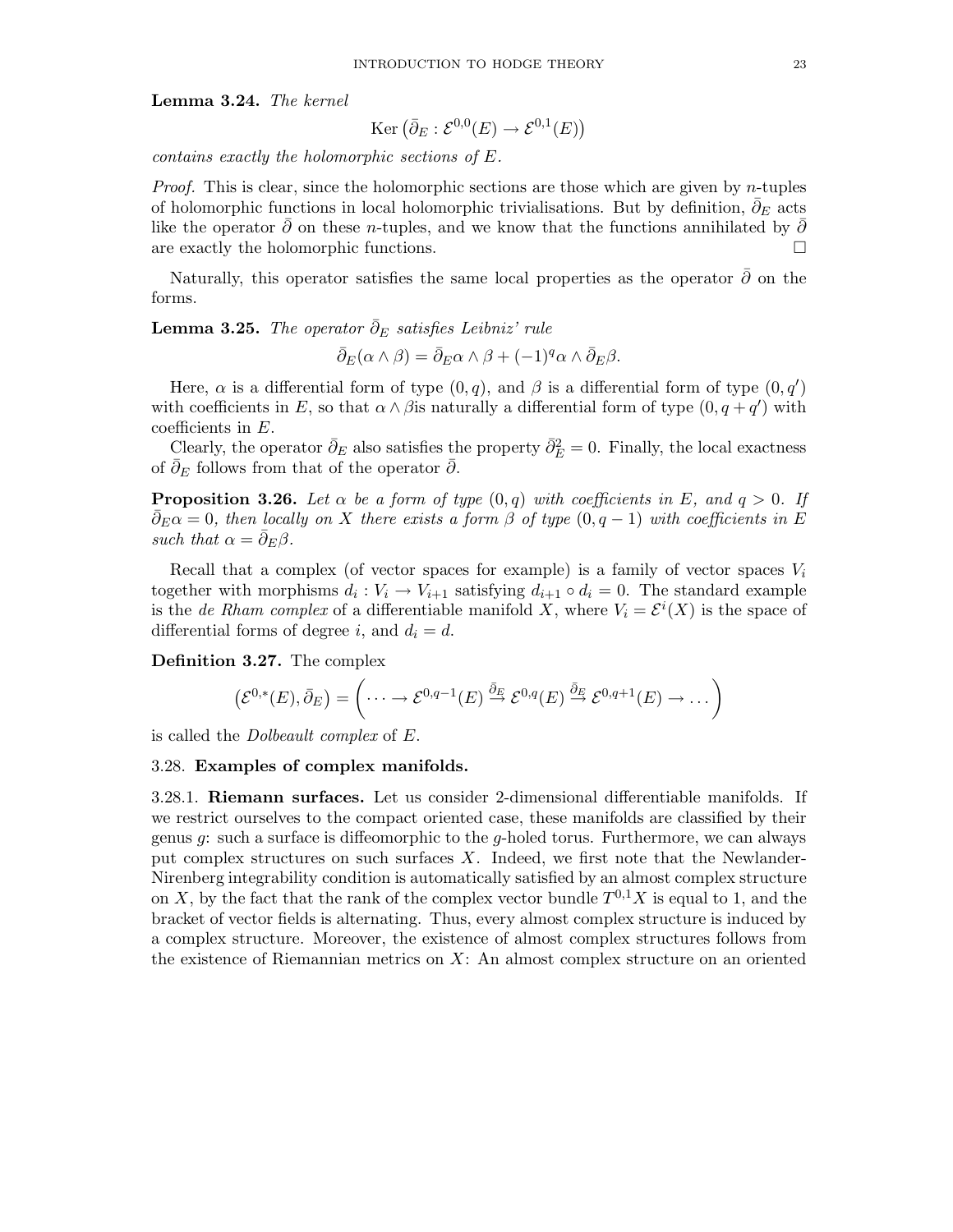**Lemma 3.24.** *The kernel*

$$\operatorname{Ker}\left(\bar{\partial}_E : \mathcal{E}^{0,0}(E) \to \mathcal{E}^{0,1}(E)\right)$$

*contains exactly the holomorphic sections of $E$.*

*Proof.* This is clear, since the holomorphic sections are those which are given by $n$-tuples of holomorphic functions in local holomorphic trivialisations. But by definition, $\bar{\partial}_E$ acts like the operator $\bar{\partial}$ on these $n$-tuples, and we know that the functions annihilated by $\bar{\partial}$ are exactly the holomorphic functions. □

Naturally, this operator satisfies the same local properties as the operator $\bar{\partial}$ on the forms.

**Lemma 3.25.** *The operator $\bar{\partial}_E$ satisfies Leibniz' rule*

$$\bar{\partial}_E(\alpha \wedge \beta) = \bar{\partial}_E \alpha \wedge \beta + (-1)^q \alpha \wedge \bar{\partial}_E \beta.$$

Here, $\alpha$ is a differential form of type $(0, q)$, and $\beta$ is a differential form of type $(0, q')$ with coefficients in $E$, so that $\alpha \wedge \beta$is naturally a differential form of type $(0, q + q')$ with coefficients in $E$.

Clearly, the operator $\bar{\partial}_E$ also satisfies the property $\bar{\partial}_E^2 = 0$. Finally, the local exactness of $\bar{\partial}_E$ follows from that of the operator $\bar{\partial}$.

**Proposition 3.26.** *Let $\alpha$ be a form of type $(0, q)$ with coefficients in $E$, and $q > 0$. If $\bar{\partial}_E \alpha = 0$, then locally on $X$ there exists a form $\beta$ of type $(0, q-1)$ with coefficients in $E$ such that $\alpha = \bar{\partial}_E \beta$.*

Recall that a complex (of vector spaces for example) is a family of vector spaces $V_i$ together with morphisms $d_i : V_i \to V_{i+1}$ satisfying $d_{i+1} \circ d_i = 0$. The standard example is the *de Rham complex* of a differentiable manifold $X$, where $V_i = \mathcal{E}^i(X)$ is the space of differential forms of degree $i$, and $d_i = d$.

**Definition 3.27.** The complex

$$\left(\mathcal{E}^{0,*}(E), \bar{\partial}_E\right) = \left(\cdots \to \mathcal{E}^{0,q-1}(E) \xrightarrow{\bar{\partial}_E} \mathcal{E}^{0,q}(E) \xrightarrow{\bar{\partial}_E} \mathcal{E}^{0,q+1}(E) \to \dots\right)$$

is called the *Dolbeault complex* of $E$.

3.28. **Examples of complex manifolds.**

3.28.1. **Riemann surfaces.** Let us consider 2-dimensional differentiable manifolds. If we restrict ourselves to the compact oriented case, these manifolds are classified by their genus $g$: such a surface is diffeomorphic to the $g$-holed torus. Furthermore, we can always put complex structures on such surfaces $X$. Indeed, we first note that the Newlander-Nirenberg integrability condition is automatically satisfied by an almost complex structure on $X$, by the fact that the rank of the complex vector bundle $T^{0,1}X$ is equal to 1, and the bracket of vector fields is alternating. Thus, every almost complex structure is induced by a complex structure. Moreover, the existence of almost complex structures follows from the existence of Riemannian metrics on $X$: An almost complex structure on an oriented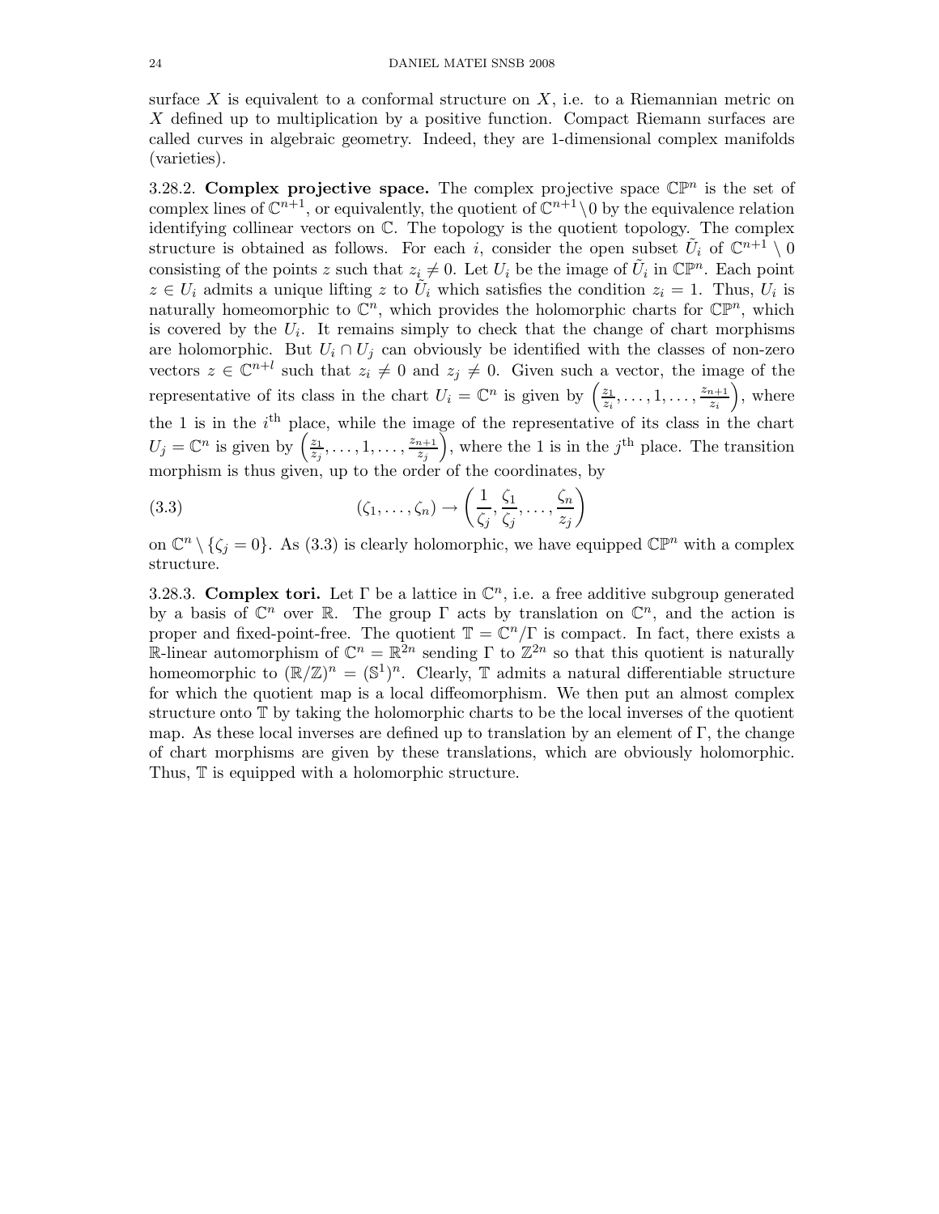surface $X$ is equivalent to a conformal structure on $X$, i.e. to a Riemannian metric on $X$ defined up to multiplication by a positive function. Compact Riemann surfaces are called curves in algebraic geometry. Indeed, they are 1-dimensional complex manifolds (varieties).

3.28.2. **Complex projective space.** The complex projective space $\mathbb{CP}^n$ is the set of complex lines of $\mathbb{C}^{n+1}$, or equivalently, the quotient of $\mathbb{C}^{n+1}\setminus 0$ by the equivalence relation identifying collinear vectors on $\mathbb{C}$. The topology is the quotient topology. The complex structure is obtained as follows. For each $i$, consider the open subset $\tilde{U}_i$ of $\mathbb{C}^{n+1}\setminus 0$ consisting of the points $z$ such that $z_i \neq 0$. Let $U_i$ be the image of $\tilde{U}_i$ in $\mathbb{CP}^n$. Each point $z \in U_i$ admits a unique lifting $z$ to $\tilde{U}_i$ which satisfies the condition $z_i = 1$. Thus, $U_i$ is naturally homeomorphic to $\mathbb{C}^n$, which provides the holomorphic charts for $\mathbb{CP}^n$, which is covered by the $U_i$. It remains simply to check that the change of chart morphisms are holomorphic. But $U_i \cap U_j$ can obviously be identified with the classes of non-zero vectors $z \in \mathbb{C}^{n+l}$ such that $z_i \neq 0$ and $z_j \neq 0$. Given such a vector, the image of the representative of its class in the chart $U_i = \mathbb{C}^n$ is given by $\left(\frac{z_1}{z_i}, \dots, 1, \dots, \frac{z_{n+1}}{z_i}\right)$, where the 1 is in the $i^{\text{th}}$ place, while the image of the representative of its class in the chart $U_j = \mathbb{C}^n$ is given by $\left(\frac{z_1}{z_j}, \dots, 1, \dots, \frac{z_{n+1}}{z_j}\right)$, where the 1 is in the $j^{\text{th}}$ place. The transition morphism is thus given, up to the order of the coordinates, by

$$(\zeta_1, \dots, \zeta_n) \to \left(\frac{1}{\zeta_j}, \frac{\zeta_1}{\zeta_j}, \dots, \frac{\zeta_n}{z_j}\right) \tag{3.3}$$

on $\mathbb{C}^n \setminus \{\zeta_j = 0\}$. As (3.3) is clearly holomorphic, we have equipped $\mathbb{CP}^n$ with a complex structure.

3.28.3. **Complex tori.** Let $\Gamma$ be a lattice in $\mathbb{C}^n$, i.e. a free additive subgroup generated by a basis of $\mathbb{C}^n$ over $\mathbb{R}$. The group $\Gamma$ acts by translation on $\mathbb{C}^n$, and the action is proper and fixed-point-free. The quotient $\mathbb{T} = \mathbb{C}^n/\Gamma$ is compact. In fact, there exists a $\mathbb{R}$-linear automorphism of $\mathbb{C}^n = \mathbb{R}^{2n}$ sending $\Gamma$ to $\mathbb{Z}^{2n}$ so that this quotient is naturally homeomorphic to $(\mathbb{R}/\mathbb{Z})^n = (\mathbb{S}^1)^n$. Clearly, $\mathbb{T}$ admits a natural differentiable structure for which the quotient map is a local diffeomorphism. We then put an almost complex structure onto $\mathbb{T}$ by taking the holomorphic charts to be the local inverses of the quotient map. As these local inverses are defined up to translation by an element of $\Gamma$, the change of chart morphisms are given by these translations, which are obviously holomorphic. Thus, $\mathbb{T}$ is equipped with a holomorphic structure.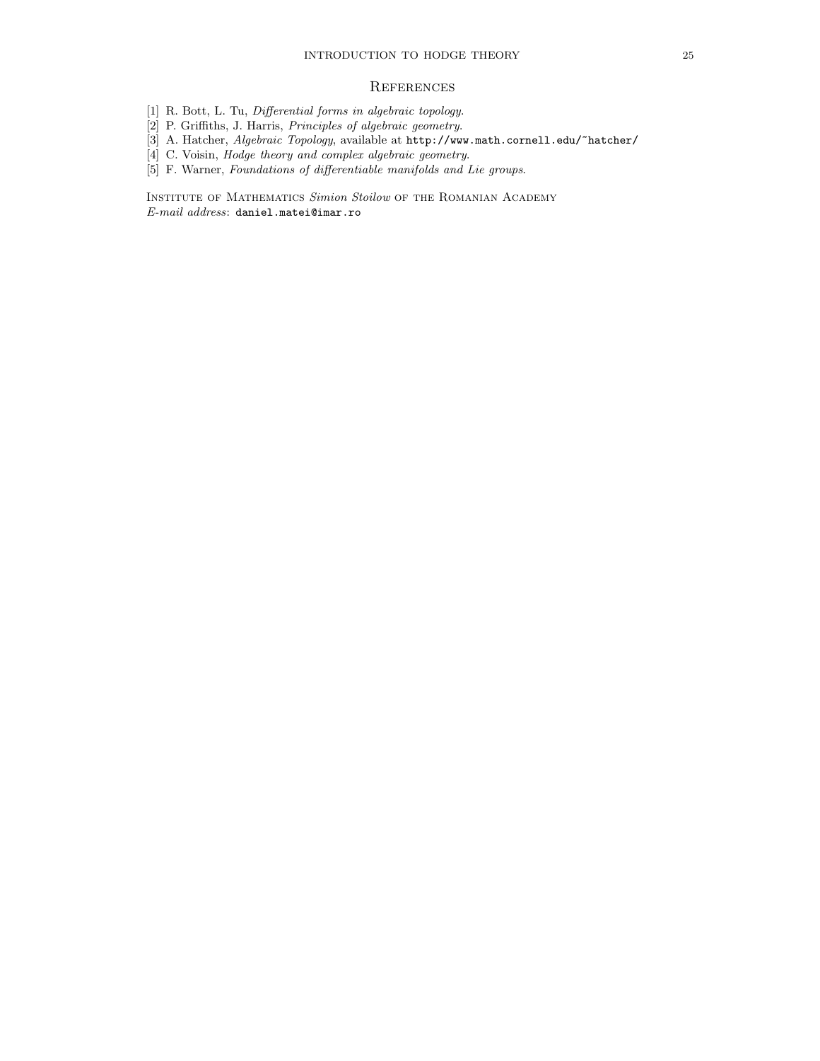## References

[1] R. Bott, L. Tu, *Differential forms in algebraic topology.*
[2] P. Griffiths, J. Harris, *Principles of algebraic geometry.*
[3] A. Hatcher, *Algebraic Topology*, available at `http://www.math.cornell.edu/~hatcher/`
[4] C. Voisin, *Hodge theory and complex algebraic geometry.*
[5] F. Warner, *Foundations of differentiable manifolds and Lie groups.*

Institute of Mathematics *Simion Stoilow* of the Romanian Academy
*E-mail address*: `daniel.matei@imar.ro`